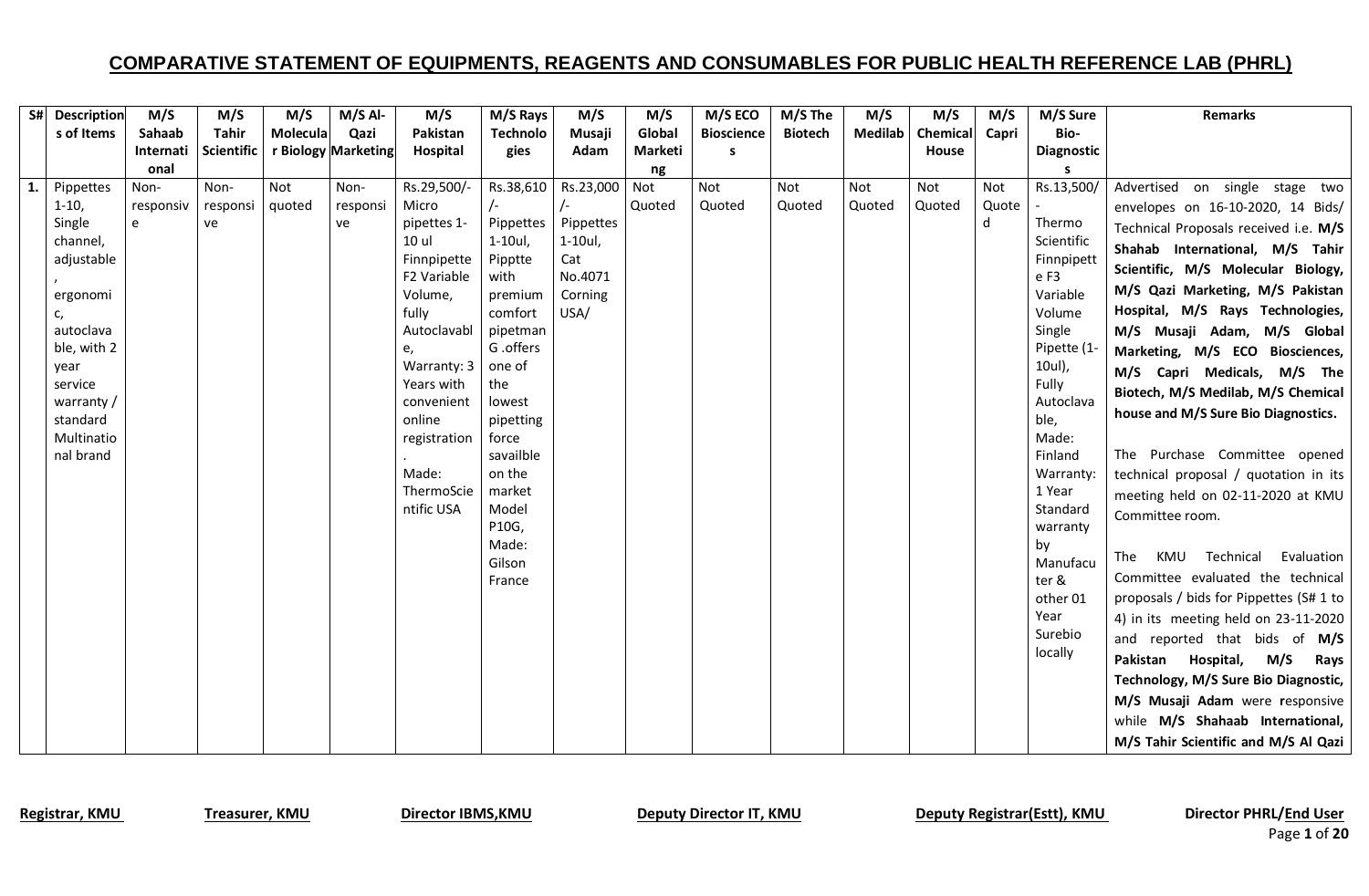# COMPARATIVE STATEMENT OF EQUIPMENTS, REAGENTS AND CONSUMABLES FOR PUBLIC HEALTH REFERENCE LAB (PHRL)

| S# | Descriptions of Items | M/S Sahaab International | M/S Tahir Scientific | M/S Molecular Biology | M/S Al-Qazi Marketing | M/S Pakistan Hospital | M/S Rays Technologies | M/S Musaji Adam | M/S Global Marketing | M/S ECO Biosciences | M/S The Biotech | M/S Medilab | M/S Chemical House | M/S Capri | M/S Sure Bio-Diagnostics | Remarks |
|---|---|---|---|---|---|---|---|---|---|---|---|---|---|---|---|---|
| 1. | Pippettes 1-10, Single channel, adjustable, ergonomic, autoclavable, with 2 year service warranty / standard Multinational brand | Non-responsive | Non-responsive | Not quoted | Non-responsive | Rs.29,500/- Micro pipettes 1-10 ul Finnpipette F2 Variable Volume, fully Autoclavable, Warranty: 3 Years with convenient online registration. Made: ThermoScientific USA | Rs.38,610/- Pippettes 1-10ul, Pipptte with premium comfort pipetman G .offers one of the lowest pipetting force savailble on the market Model P10G, Made: Gilson France | Rs.23,000/- Pippettes 1-10ul, Cat No.4071 Corning USA/ | Not Quoted | Not Quoted | Not Quoted | Not Quoted | Not Quoted | Not Quoted | Rs.13,500/- Thermo Scientific Finnpipette F3 Variable Volume Single Pipette (1-10ul), Fully Autoclavable, Made: Finland Warranty: 1 Year Standard warranty by Manufacturer & other 01 Year Surebio locally | Advertised on single stage two envelopes on 16-10-2020, 14 Bids/ Technical Proposals received i.e. **M/S Shahab International, M/S Tahir Scientific, M/S Molecular Biology, M/S Qazi Marketing, M/S Pakistan Hospital, M/S Rays Technologies, M/S Musaji Adam, M/S Global Marketing, M/S ECO Biosciences, M/S Capri Medicals, M/S The Biotech, M/S Medilab, M/S Chemical house and M/S Sure Bio Diagnostics.** <br><br> The Purchase Committee opened technical proposal / quotation in its meeting held on 02-11-2020 at KMU Committee room. <br><br> The KMU Technical Evaluation Committee evaluated the technical proposals / bids for Pippettes (S# 1 to 4) in its meeting held on 23-11-2020 and reported that bids of **M/S Pakistan Hospital, M/S Rays Technology, M/S Sure Bio Diagnostic, M/S Musaji Adam** were responsive while **M/S Shahaab International, M/S Tahir Scientific and M/S Al Qazi** |

**Registrar, KMU** **Treasurer, KMU** **Director IBMS,KMU** **Deputy Director IT, KMU** **Deputy Registrar(Estt), KMU** **Director PHRL/End User**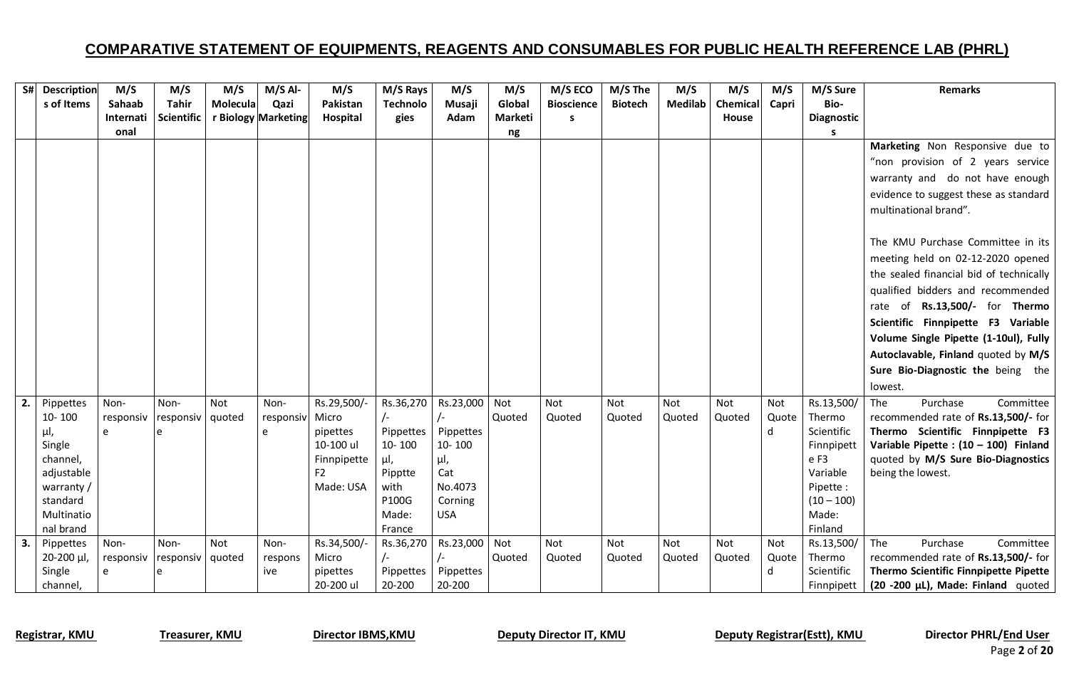# COMPARATIVE STATEMENT OF EQUIPMENTS, REAGENTS AND CONSUMABLES FOR PUBLIC HEALTH REFERENCE LAB (PHRL)

| S# | Descriptions of Items | M/S Sahaab International | M/S Tahir Scientific | M/S Molecular Biology | M/S Al-Qazi Marketing | M/S Pakistan Hospital | M/S Rays Technologies | M/S Musaji Adam | M/S Global Marketing | M/S ECO Biosciences | M/S The Biotech | M/S Medilab | M/S Chemical House | M/S Capri | M/S Sure Bio-Diagnostics | Remarks |
|---|---|---|---|---|---|---|---|---|---|---|---|---|---|---|---|---|
| | | | | | | | | | | | | | | | | **Marketing** Non Responsive due to "non provision of 2 years service warranty and do not have enough evidence to suggest these as standard multinational brand".<br><br>The KMU Purchase Committee in its meeting held on 02-12-2020 opened the sealed financial bid of technically qualified bidders and recommended rate of **Rs.13,500/-** for **Thermo Scientific Finnpipette F3 Variable Volume Single Pipette (1-10ul), Fully Autoclavable, Finland** quoted by **M/S Sure Bio-Diagnostic the** being the lowest. |
| **2.** | Pippettes 10- 100 µl, Single channel, adjustable warranty / standard Multinational brand | Non-responsive | Non-responsive | Not quoted | Non-responsive | Rs.29,500/- Micro pipettes 10-100 ul Finnpipette F2 Made: USA | Rs.36,270 /- Pippettes 10- 100 µl, Pipptte with P100G Made: France | Rs.23,000 /- Pippettes 10- 100 µl, Cat No.4073 Corning USA | Not Quoted | Not Quoted | Not Quoted | Not Quoted | Not Quoted | Not Quoted | Rs.13,500/ Thermo Scientific Finnpipette F3 Variable Pipette : (10 – 100) Made: Finland | The Purchase Committee recommended rate of **Rs.13,500/-** for **Thermo Scientific Finnpipette F3 Variable Pipette : (10 – 100) Finland** quoted by **M/S Sure Bio-Diagnostics** being the lowest. |
| **3.** | Pippettes 20-200 µl, Single channel, | Non-responsive | Non-responsive | Not quoted | Non-responsive | Rs.34,500/- Micro pipettes 20-200 ul | Rs.36,270 /- Pippettes 20-200 | Rs.23,000 /- Pippettes 20-200 | Not Quoted | Not Quoted | Not Quoted | Not Quoted | Not Quoted | Not Quoted | Rs.13,500/ Thermo Scientific Finnpipett | The Purchase Committee recommended rate of **Rs.13,500/-** for **Thermo Scientific Finnpipette Pipette (20 -200 µL), Made: Finland** quoted |

**Registrar, KMU** **Treasurer, KMU** **Director IBMS,KMU** **Deputy Director IT, KMU** **Deputy Registrar(Estt), KMU** **Director PHRL/End User**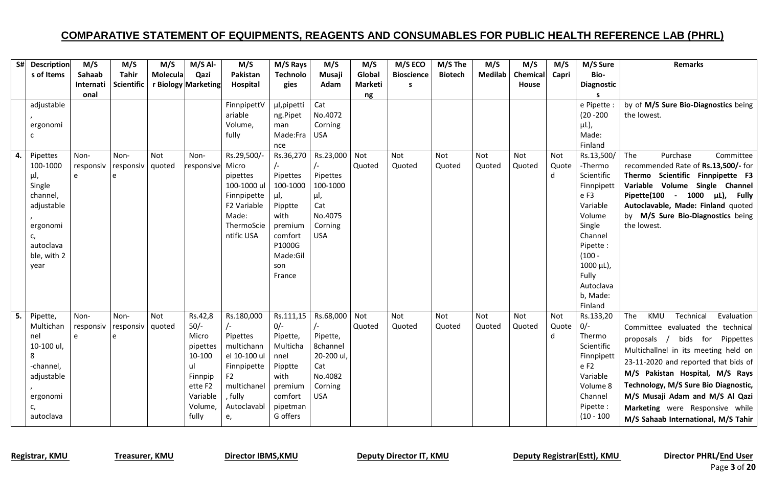## COMPARATIVE STATEMENT OF EQUIPMENTS, REAGENTS AND CONSUMABLES FOR PUBLIC HEALTH REFERENCE LAB (PHRL)

| S# | Descriptions of Items | M/S Sahaab International | M/S Tahir Scientific | M/S Molecular Biology | M/S Al-Qazi Marketing | M/S Pakistan Hospital | M/S Rays Technologies | M/S Musaji Adam | M/S Global Marketing | M/S ECO Biosciences | M/S The Biotech | M/S Medilab | M/S Chemical House | M/S Capri | M/S Sure Bio-Diagnostics | Remarks |
|---|---|---|---|---|---|---|---|---|---|---|---|---|---|---|---|---|
| | adjustable, ergonomic | | | | | FinnpipettVariable Volume, fully | µl,pipetting.Pipetman Made:France | Cat No.4072 Corning USA | | | | | | | e Pipette : (20 -200 µL), Made: Finland | by **M/S Sure Bio-Diagnostics** being the lowest. |
| 4. | Pipettes 100-1000 µl, Single channel, adjustable, ergonomic, autoclavable, with 2 year | Non-responsive | Non-responsive | Not quoted | Non-responsive | Rs.29,500/- Micro pipettes 100-1000 ul Finnpipette F2 Variable Made: ThermoScientific USA | Rs.36,270/- Pipettes 100-1000 µl, Pipptte with premium comfort P1000G Made:Gilson France | Rs.23,000/- Pipettes 100-1000 µl, Cat No.4075 Corning USA | Not Quoted | Not Quoted | Not Quoted | Not Quoted | Not Quoted | Not Quoted | Rs.13,500/- -Thermo Scientific Finnpipette F3 Variable Volume Single Channel Pipette : (100 - 1000 µL), Fully Autoclavab, Made: Finland | The Purchase Committee recommended Rate of **Rs.13,500/-** for **Thermo Scientific Finnpipette F3 Variable Volume Single Channel Pipette(100 - 1000 µL), Fully Autoclavable, Made: Finland** quoted by **M/S Sure Bio-Diagnostics** being the lowest. |
| 5. | Pipette, Multichannel 10-100 ul, 8 -channel, adjustable, ergonomic, autoclava | Non-responsive | Non-responsive | Not quoted | Rs.42,850/- Micro pipettes 10-100 ul Finnpipette F2 Variable Volume, fully | Rs.180,000/- Pipettes multichannel 10-100 ul Finnpipette F2 multichanel, fully Autoclavable, | Rs.111,150/- Pipette, Multichannel Pipptte with premium comfort pipetman G offers | Rs.68,000/- Pipette, 8channel 20-200 ul, Cat No.4082 Corning USA | Not Quoted | Not Quoted | Not Quoted | Not Quoted | Not Quoted | Not Quoted | Rs.133,200/- Thermo Scientific Finnpipette F2 Variable Volume 8 Channel Pipette : (10 - 100 | The KMU Technical Evaluation Committee evaluated the technical proposals / bids for Pippettes Multichallnel in its meeting held on 23-11-2020 and reported that bids of **M/S Pakistan Hospital, M/S Rays Technology, M/S Sure Bio Diagnostic, M/S Musaji Adam and M/S Al Qazi Marketing** were Responsive while **M/S Sahaab International, M/S Tahir** |

**Registrar, KMU** **Treasurer, KMU** **Director IBMS,KMU** **Deputy Director IT, KMU** **Deputy Registrar(Estt), KMU** **Director PHRL/End User**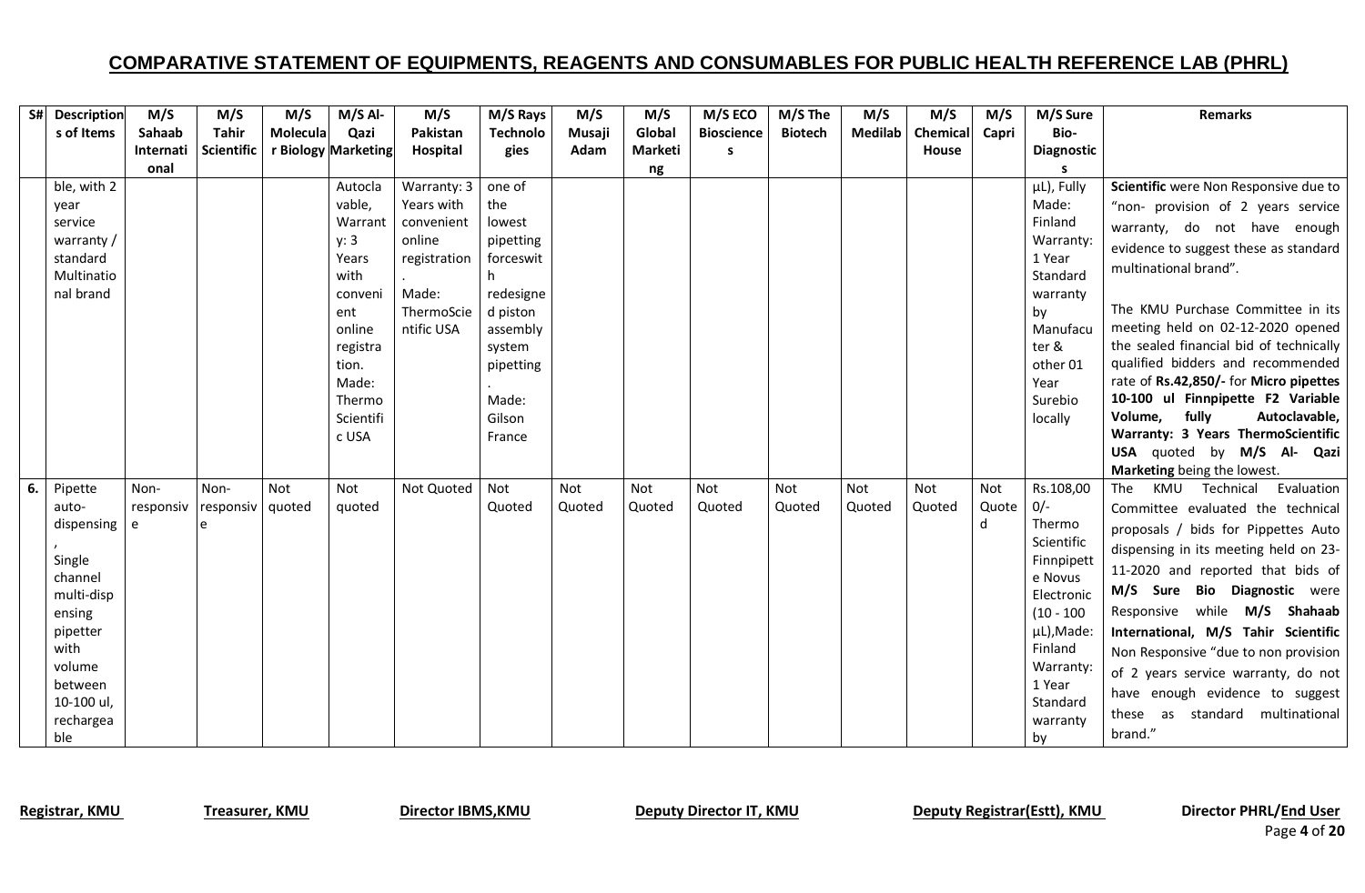## COMPARATIVE STATEMENT OF EQUIPMENTS, REAGENTS AND CONSUMABLES FOR PUBLIC HEALTH REFERENCE LAB (PHRL)

| S# | Descriptions of Items | M/S Sahaab International | M/S Tahir Scientific | M/S Molecular Biology | M/S Al-Qazi Marketing | M/S Pakistan Hospital | M/S Rays Technologies | M/S Musaji Adam | M/S Global Marketing | M/S ECO Biosciences | M/S The Biotech | M/S Medilab | M/S Chemical House | M/S Capri | M/S Sure Bio-Diagnostics | Remarks |
|---|---|---|---|---|---|---|---|---|---|---|---|---|---|---|---|---|
| | ble, with 2 year service warranty / standard Multinational brand | | | | Autoclavable, Warranty: 3 Years with convenient online registration. Made: Thermo Scientific USA | Warranty: 3 Years with convenient online registration. Made: ThermoScientific USA | one of the lowest pipetting forceswith redesigned piston assembly system pipetting. Made: Gilson France | | | | | | | | µL), Fully Made: Finland Warranty: 1 Year Standard warranty by Manufacturer & other 01 Year Surebio locally | **Scientific** were Non Responsive due to "non- provision of 2 years service warranty, do not have enough evidence to suggest these as standard multinational brand".<br><br>The KMU Purchase Committee in its meeting held on 02-12-2020 opened the sealed financial bid of technically qualified bidders and recommended rate of **Rs.42,850/-** for **Micro pipettes 10-100 ul Finnpipette F2 Variable Volume, fully Autoclavable, Warranty: 3 Years ThermoScientific USA** quoted by **M/S Al- Qazi Marketing** being the lowest. |
| **6.** | Pipette auto-dispensing, Single channel multi-dispensing pipetter with volume between 10-100 ul, rechargeable | Non-responsive | Non-responsive | Not quoted | Not quoted | Not Quoted | Not Quoted | Not Quoted | Not Quoted | Not Quoted | Not Quoted | Not Quoted | Not Quoted | Not Quoted | Rs.108,000/- Thermo Scientific Finnpipette Novus Electronic (10 - 100 µL),Made: Finland Warranty: 1 Year Standard warranty by | The KMU Technical Evaluation Committee evaluated the technical proposals / bids for Pipettes Auto dispensing in its meeting held on 23-11-2020 and reported that bids of **M/S Sure Bio Diagnostic** were Responsive while **M/S Shahaab International, M/S Tahir Scientific** Non Responsive "due to non provision of 2 years service warranty, do not have enough evidence to suggest these as standard multinational brand." |

**Registrar, KMU** **Treasurer, KMU** **Director IBMS,KMU** **Deputy Director IT, KMU** **Deputy Registrar(Estt), KMU** **Director PHRL/End User**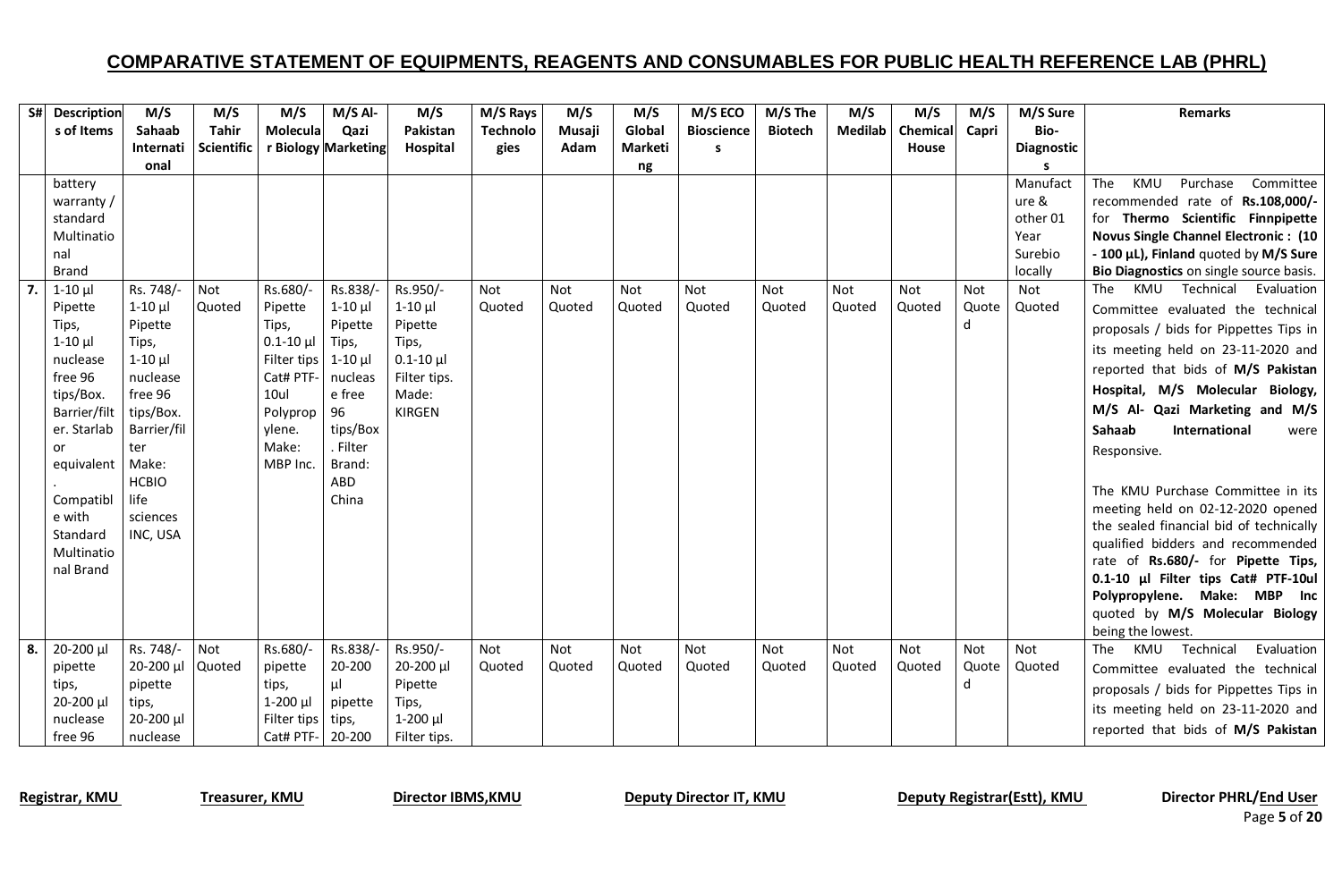## COMPARATIVE STATEMENT OF EQUIPMENTS, REAGENTS AND CONSUMABLES FOR PUBLIC HEALTH REFERENCE LAB (PHRL)

| S# | Descriptions of Items | M/S Sahaab International | M/S Tahir Scientific | M/S Molecular Biology | M/S Al-Qazi Marketing | M/S Pakistan Hospital | M/S Rays Technologies | M/S Musaji Adam | M/S Global Marketing | M/S ECO Bioscience s | M/S The Biotech | M/S Medilab | M/S Chemical House | M/S Capri | M/S Sure Bio-Diagnostics | Remarks |
|---|---|---|---|---|---|---|---|---|---|---|---|---|---|---|---|---|
| | battery warranty / standard Multinational Brand | | | | | | | | | | | | | | Manufacture & other 01 Year Surebio locally | The KMU Purchase Committee recommended rate of **Rs.108,000/-** for **Thermo Scientific Finnpipette Novus Single Channel Electronic : (10 - 100 µL), Finland** quoted by **M/S Sure Bio Diagnostics** on single source basis. |
| **7.** | 1-10 µl Pipette Tips, 1-10 µl nuclease free 96 tips/Box. Barrier/filter. Starlab or equivalent. Compatible with Standard Multinational Brand | Rs. 748/- 1-10 µl Pipette Tips, 1-10 µl nuclease free 96 tips/Box. Barrier/filter Make: HCBIO life sciences INC, USA | Not Quoted | Rs.680/- Pipette Tips, 0.1-10 µl Filter tips Cat# PTF-10ul Polypropylene. Make: MBP Inc. | Rs.838/- 1-10 µl Pipette Tips, 1-10 µl nucleas e free 96 tips/Box . Filter Brand: ABD China | Rs.950/- 1-10 µl Pipette Tips, 0.1-10 µl Filter tips. Made: KIRGEN | Not Quoted | Not Quoted | Not Quoted | Not Quoted | Not Quoted | Not Quoted | Not Quoted | Not Quoted | Not Quoted | The KMU Technical Evaluation Committee evaluated the technical proposals / bids for Pippettes Tips in its meeting held on 23-11-2020 and reported that bids of **M/S Pakistan Hospital, M/S Molecular Biology, M/S Al- Qazi Marketing and M/S Sahaab International** were Responsive. The KMU Purchase Committee in its meeting held on 02-12-2020 opened the sealed financial bid of technically qualified bidders and recommended rate of **Rs.680/-** for **Pipette Tips, 0.1-10 µl Filter tips Cat# PTF-10ul Polypropylene. Make: MBP Inc** quoted by **M/S Molecular Biology** being the lowest. |
| **8.** | 20-200 µl pipette tips, 20-200 µl nuclease free 96 | Rs. 748/- 20-200 µl pipette tips, 20-200 µl nuclease | Not Quoted | Rs.680/- pipette tips, 1-200 µl Filter tips Cat# PTF- | Rs.838/- 20-200 µl pipette tips, 20-200 | Rs.950/- 20-200 µl Pipette Tips, 1-200 µl Filter tips. | Not Quoted | Not Quoted | Not Quoted | Not Quoted | Not Quoted | Not Quoted | Not Quoted | Not Quoted | Not Quoted | The KMU Technical Evaluation Committee evaluated the technical proposals / bids for Pippettes Tips in its meeting held on 23-11-2020 and reported that bids of **M/S Pakistan** |

**Registrar, KMU** **Treasurer, KMU** **Director IBMS,KMU** **Deputy Director IT, KMU** **Deputy Registrar(Estt), KMU** **Director PHRL/End User**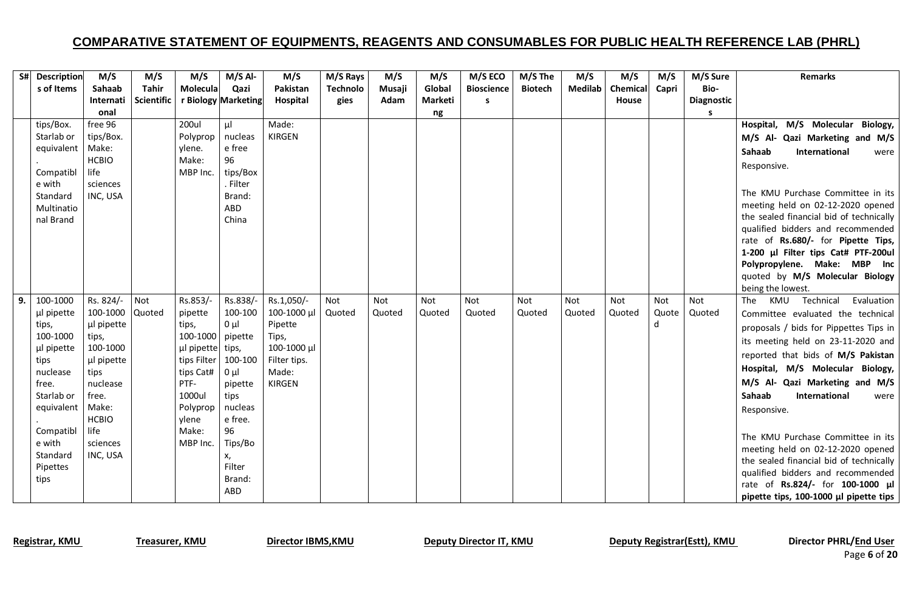## COMPARATIVE STATEMENT OF EQUIPMENTS, REAGENTS AND CONSUMABLES FOR PUBLIC HEALTH REFERENCE LAB (PHRL)

| S# | Descriptions of Items | M/S Sahaab International | M/S Tahir Scientific | M/S Molecular Biology | M/S Al-Qazi Marketing | M/S Pakistan Hospital | M/S Rays Technologies | M/S Musaji Adam | M/S Global Marketing | M/S ECO Bioscience s | M/S The Biotech | M/S Medilab | M/S Chemical House | M/S Capri | M/S Sure Bio-Diagnostics | Remarks |
|---|---|---|---|---|---|---|---|---|---|---|---|---|---|---|---|---|
| | tips/Box. Starlab or equivalent. Compatible with Standard Multinational Brand | free 96 tips/Box. Make: HCBIO life sciences INC, USA | | 200ul Polypropylene. Make: MBP Inc. | µl nuclease free 96 tips/Box. Filter Brand: ABD China | Made: KIRGEN | | | | | | | | | | **Hospital, M/S Molecular Biology, M/S Al- Qazi Marketing and M/S Sahaab International** were Responsive.<br><br>The KMU Purchase Committee in its meeting held on 02-12-2020 opened the sealed financial bid of technically qualified bidders and recommended rate of **Rs.680/-** for **Pipette Tips, 1-200 µl Filter tips Cat# PTF-200ul Polypropylene. Make: MBP Inc** quoted by **M/S Molecular Biology** being the lowest. |
| **9.** | 100-1000 µl pipette tips, 100-1000 µl pipette tips nuclease free. Starlab or equivalent. Compatible with Standard Pipettes tips | Rs. 824/- 100-1000 µl pipette tips, 100-1000 µl pipette tips nuclease free. Make: HCBIO life sciences INC, USA | Not Quoted | Rs.853/- pipette tips, 100-1000 µl pipette tips Filter tips Cat# PTF-1000ul Polypropylene Make: MBP Inc. | Rs.838/- 100-1000 µl pipette tips, 100-1000 µl pipette tips nucleas e free. 96 Tips/Box, Filter Brand: ABD | Rs.1,050/- 100-1000 µl Pipette Tips, 100-1000 µl Filter tips. Made: KIRGEN | Not Quoted | Not Quoted | Not Quoted | Not Quoted | Not Quoted | Not Quoted | Not Quoted | Not Quoted | Not Quoted | The KMU Technical Evaluation Committee evaluated the technical proposals / bids for Pippettes Tips in its meeting held on 23-11-2020 and reported that bids of **M/S Pakistan Hospital, M/S Molecular Biology, M/S Al- Qazi Marketing and M/S Sahaab International** were Responsive.<br><br>The KMU Purchase Committee in its meeting held on 02-12-2020 opened the sealed financial bid of technically qualified bidders and recommended rate of **Rs.824/-** for **100-1000 µl pipette tips, 100-1000 µl pipette tips** |

**Registrar, KMU** **Treasurer, KMU** **Director IBMS,KMU** **Deputy Director IT, KMU** **Deputy Registrar(Estt), KMU** **Director PHRL/End User**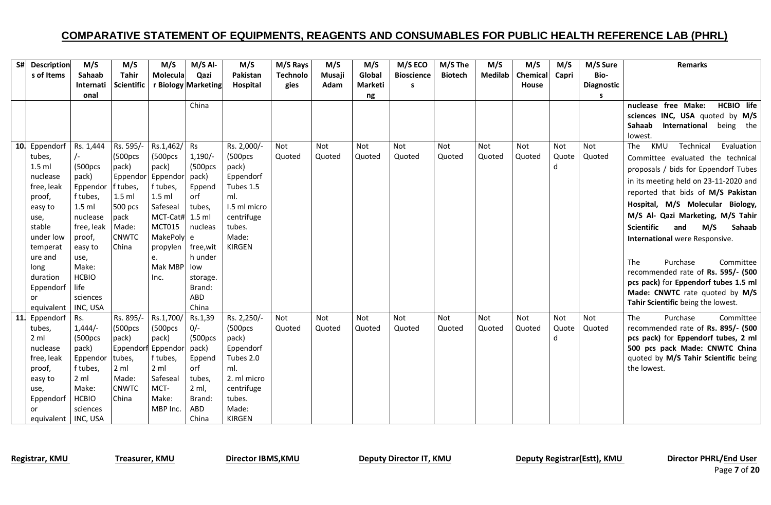# COMPARATIVE STATEMENT OF EQUIPMENTS, REAGENTS AND CONSUMABLES FOR PUBLIC HEALTH REFERENCE LAB (PHRL)

| S# | Descriptions of Items | M/S Sahaab International | M/S Tahir Scientific | M/S Molecular Biology | M/S Al-Qazi Marketing | M/S Pakistan Hospital | M/S Rays Technologies | M/S Musaji Adam | M/S Global Marketing | M/S ECO Biosciences | M/S The Biotech | M/S Medilab | M/S Chemical House | M/S Capri | M/S Sure Bio-Diagnostics | Remarks |
|---|---|---|---|---|---|---|---|---|---|---|---|---|---|---|---|---|
| | | | | | China | | | | | | | | | | | nuclease free Make: **HCBIO life sciences INC, USA** quoted by **M/S Sahaab International** being the lowest. |
| 10. | Eppendorf tubes, 1.5 ml nuclease free, leak proof, easy to use, stable under low temperature and long duration Eppendorf or equivalent | Rs. 1,444 /- (500pcs pack) Eppendorf tubes, 1.5 ml nuclease free, leak proof, easy to use, Make: HCBIO life sciences INC, USA | Rs. 595/- (500pcs pack) Eppendorf tubes, 1.5 ml 500 pcs pack Made: CNWTC China | Rs.1,462/ (500pcs pack) Eppendorf tubes, 1.5 ml Safeseal MCT-Cat# MCT015 MakePoly propylene. Mak MBP Inc. | Rs 1,190/- (500pcs pack) Eppendorf tubes, 1.5 ml nuclease free,with under low storage. Brand: ABD China | Rs. 2,000/- (500pcs pack) Eppendorf Tubes 1.5 ml. I.5 ml micro centrifuge tubes. Made: KIRGEN | Not Quoted | Not Quoted | Not Quoted | Not Quoted | Not Quoted | Not Quoted | Not Quoted | Not Quoted | Not Quoted | The KMU Technical Evaluation Committee evaluated the technical proposals / bids for Eppendorf Tubes in its meeting held on 23-11-2020 and reported that bids of **M/S Pakistan Hospital, M/S Molecular Biology, M/S Al- Qazi Marketing, M/S Tahir Scientific** and **M/S Sahaab International** were Responsive.<br><br>The Purchase Committee recommended rate of **Rs. 595/- (500 pcs pack)** for **Eppendorf tubes 1.5 ml Made: CNWTC** rate quoted by **M/S Tahir Scientific** being the lowest. |
| 11. | Eppendorf tubes, 2 ml nuclease free, leak proof, easy to use, Eppendorf or equivalent | Rs. 1,444/- (500pcs pack) Eppendorf tubes, 2 ml Make: HCBIO sciences INC, USA | Rs. 895/- (500pcs pack) Eppendorf tubes, 2 ml Made: CNWTC China | Rs.1,700/ (500pcs pack) Eppendorf tubes, 2 ml Safeseal MCT- Make: MBP Inc. | Rs.1,390/- (500pcs pack) Eppendorf tubes, 2 ml, Brand: ABD China | Rs. 2,250/- (500pcs pack) Eppendorf Tubes 2.0 ml. 2. ml micro centrifuge tubes. Made: KIRGEN | Not Quoted | Not Quoted | Not Quoted | Not Quoted | Not Quoted | Not Quoted | Not Quoted | Not Quoted | Not Quoted | The Purchase Committee recommended rate of **Rs. 895/- (500 pcs pack)** for **Eppendorf tubes, 2 ml 500 pcs pack Made: CNWTC China** quoted by **M/S Tahir Scientific** being the lowest. |

**Registrar, KMU** **Treasurer, KMU** **Director IBMS,KMU** **Deputy Director IT, KMU** **Deputy Registrar(Estt), KMU** **Director PHRL/End User**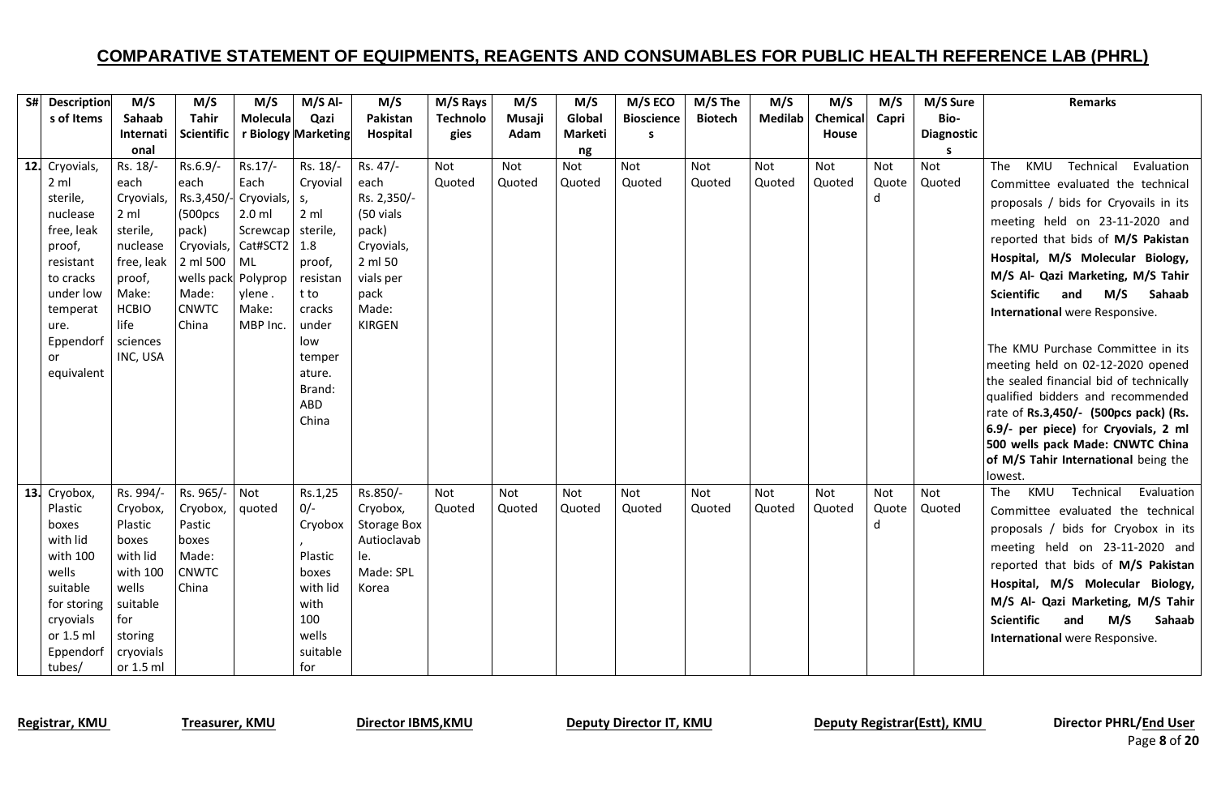## COMPARATIVE STATEMENT OF EQUIPMENTS, REAGENTS AND CONSUMABLES FOR PUBLIC HEALTH REFERENCE LAB (PHRL)

| S# | Descriptions of Items | M/S Sahaab International | M/S Tahir Scientific | M/S Molecular Biology | M/S Al-Qazi Marketing | M/S Pakistan Hospital | M/S Rays Technologies | M/S Musaji Adam | M/S Global Marketing | M/S ECO Biosciences | M/S The Biotech | M/S Medilab | M/S Chemical House | M/S Capri | M/S Sure Bio-Diagnostics | Remarks |
|---|---|---|---|---|---|---|---|---|---|---|---|---|---|---|---|---|
| 12. | Cryovials, 2 ml sterile, nuclease free, leak proof, resistant to cracks under low temperature. Eppendorf or equivalent | Rs. 18/- each Cryovials, 2 ml sterile, nuclease free, leak proof, Make: HCBIO life sciences INC, USA | Rs.6.9/- each Rs.3,450/- (500pcs pack) Cryovials, 2 ml 500 wells pack Made: CNWTC China | Rs.17/- Each Cryovials, 2.0 ml Screwcap Cat#SCT2 ML Polypropylene . Make: MBP Inc. | Rs. 18/- Cryovials, 2 ml sterile, 1.8 proof, resistant to cracks under low temperature. Brand: ABD China | Rs. 47/- each Rs. 2,350/- (50 vials pack) Cryovials, 2 ml 50 vials per pack Made: KIRGEN | Not Quoted | Not Quoted | Not Quoted | Not Quoted | Not Quoted | Not Quoted | Not Quoted | Not Quoted | Not Quoted | The KMU Technical Evaluation Committee evaluated the technical proposals / bids for Cryovails in its meeting held on 23-11-2020 and reported that bids of **M/S Pakistan Hospital, M/S Molecular Biology, M/S Al- Qazi Marketing, M/S Tahir Scientific and M/S Sahaab International** were Responsive.<br><br>The KMU Purchase Committee in its meeting held on 02-12-2020 opened the sealed financial bid of technically qualified bidders and recommended rate of **Rs.3,450/- (500pcs pack) (Rs. 6.9/- per piece)** for **Cryovials, 2 ml 500 wells pack Made: CNWTC China of M/S Tahir International** being the lowest. |
| 13. | Cryobox, Plastic boxes with lid with 100 wells suitable for storing cryovials or 1.5 ml Eppendorf tubes/ | Rs. 994/- Cryobox, Plastic boxes with lid with 100 wells suitable for storing cryovials or 1.5 ml | Rs. 965/- Cryobox, Pastic boxes Made: CNWTC China | Not quoted | Rs.1,250/- Cryobox , Plastic boxes with lid with 100 wells suitable for | Rs.850/- Cryobox, Storage Box Autioclavable. Made: SPL Korea | Not Quoted | Not Quoted | Not Quoted | Not Quoted | Not Quoted | Not Quoted | Not Quoted | Not Quoted | Not Quoted | The KMU Technical Evaluation Committee evaluated the technical proposals / bids for Cryobox in its meeting held on 23-11-2020 and reported that bids of **M/S Pakistan Hospital, M/S Molecular Biology, M/S Al- Qazi Marketing, M/S Tahir Scientific and M/S Sahaab International** were Responsive. |

**Registrar, KMU** **Treasurer, KMU** **Director IBMS,KMU** **Deputy Director IT, KMU** **Deputy Registrar(Estt), KMU** **Director PHRL/End User**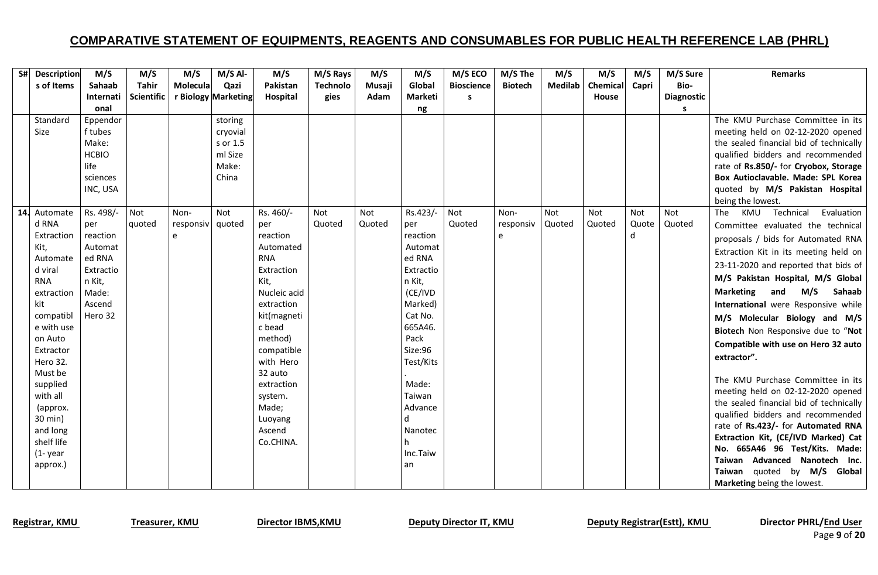# COMPARATIVE STATEMENT OF EQUIPMENTS, REAGENTS AND CONSUMABLES FOR PUBLIC HEALTH REFERENCE LAB (PHRL)

| S# | Descriptions of Items | M/S Sahaab International | M/S Tahir Scientific | M/S Molecular Biology | M/S Al-Qazi Marketing | M/S Pakistan Hospital | M/S Rays Technologies | M/S Musaji Adam | M/S Global Marketing | M/S ECO Biosciences | M/S The Biotech | M/S Medilab | M/S Chemical House | M/S Capri | M/S Sure Bio-Diagnostics | Remarks |
|---|---|---|---|---|---|---|---|---|---|---|---|---|---|---|---|---|
| | Standard Size | Eppendorf tubes Make: HCBIO life sciences INC, USA | | | storing cryovials or 1.5 ml Size Make: China | | | | | | | | | | | The KMU Purchase Committee in its meeting held on 02-12-2020 opened the sealed financial bid of technically qualified bidders and recommended rate of **Rs.850/-** for **Cryobox, Storage Box Autioclavable. Made: SPL Korea** quoted by **M/S Pakistan Hospital** being the lowest. |
| **14.** | Automated RNA Extraction Kit, Automated viral RNA extraction kit compatible with use on Auto Extractor Hero 32. Must be supplied with all (approx. 30 min) and long shelf life (1- year approx.) | Rs. 498/- per reaction Automated RNA Extraction Kit, Made: Ascend Hero 32 | Not quoted | Non-responsive | Not quoted | Rs. 460/- per reaction Automated RNA Extraction Kit, Nucleic acid extraction kit(magnetic bead method) compatible with Hero 32 auto extraction system. Made; Luoyang Ascend Co.CHINA. | Not Quoted | Not Quoted | Rs.423/- per reaction Automated RNA Extraction Kit, (CE/IVD Marked) Cat No. 665A46. Pack Size:96 Test/Kits. Made: Taiwan Advanced Nanotech Inc.Taiwan | Not Quoted | Non-responsive | Not Quoted | Not Quoted | Not Quoted | Not Quoted | The KMU Technical Evaluation Committee evaluated the technical proposals / bids for Automated RNA Extraction Kit in its meeting held on 23-11-2020 and reported that bids of **M/S Pakistan Hospital, M/S Global Marketing and M/S Sahaab International** were Responsive while **M/S Molecular Biology and M/S Biotech** Non Responsive due to "**Not Compatible with use on Hero 32 auto extractor".**<br><br>The KMU Purchase Committee in its meeting held on 02-12-2020 opened the sealed financial bid of technically qualified bidders and recommended rate of **Rs.423/-** for **Automated RNA Extraction Kit, (CE/IVD Marked) Cat No. 665A46 96 Test/Kits. Made: Taiwan Advanced Nanotech Inc. Taiwan** quoted by **M/S Global Marketing** being the lowest. |

**Registrar, KMU** **Treasurer, KMU** **Director IBMS,KMU** **Deputy Director IT, KMU** **Deputy Registrar(Estt), KMU** **Director PHRL/End User**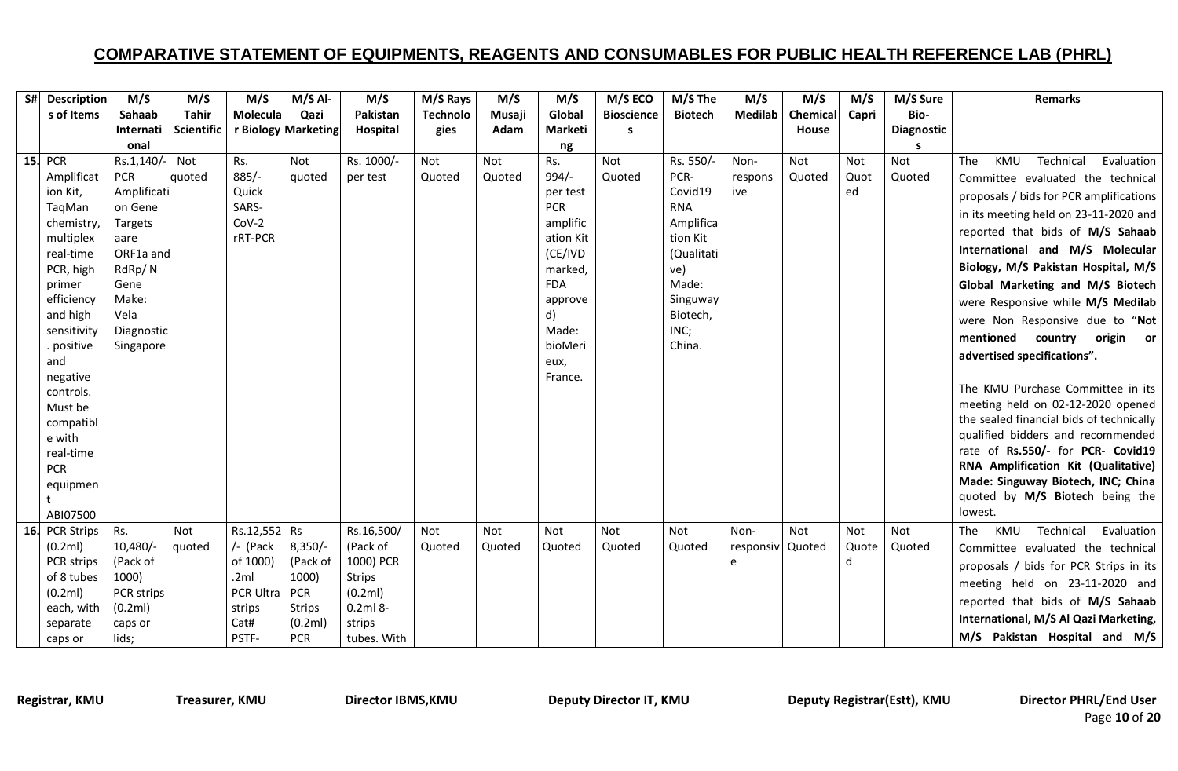## COMPARATIVE STATEMENT OF EQUIPMENTS, REAGENTS AND CONSUMABLES FOR PUBLIC HEALTH REFERENCE LAB (PHRL)

| S# | Descriptions of Items | M/S Sahaab International | M/S Tahir Scientific | M/S Molecular Biology | M/S Al-Qazi Marketing | M/S Pakistan Hospital | M/S Rays Technologies | M/S Musaji Adam | M/S Global Marketing | M/S ECO Biosciences | M/S The Biotech | M/S Medilab | M/S Chemical House | M/S Capri | M/S Sure Bio-Diagnostics | Remarks |
|---|---|---|---|---|---|---|---|---|---|---|---|---|---|---|---|---|
| 15. | PCR Amplification Kit, TaqMan chemistry, multiplex real-time PCR, high primer efficiency and high sensitivity. positive and negative controls. Must be compatible with real-time PCR equipment ABI07500 | Rs.1,140/- PCR Amplification Gene Targets aare ORF1a and RdRp/ N Gene Make: Vela Diagnostic Singapore | Not quoted | Rs. 885/- Quick SARS-CoV-2 rRT-PCR | Not quoted | Rs. 1000/- per test | Not Quoted | Not Quoted | Rs. 994/- per test PCR amplification Kit (CE/IVD marked, FDA approved) Made: bioMerieux, France. | Not Quoted | Rs. 550/- PCR-Covid19 RNA Amplification Kit (Qualitative) Made: Singuway Biotech, INC; China. | Non-responsive | Not Quoted | Not Quoted | Not Quoted | The KMU Technical Evaluation Committee evaluated the technical proposals / bids for PCR amplifications in its meeting held on 23-11-2020 and reported that bids of **M/S Sahaab International and M/S Molecular Biology, M/S Pakistan Hospital, M/S Global Marketing and M/S Biotech** were Responsive while **M/S Medilab** were Non Responsive due to "**Not mentioned country origin or advertised specifications".**<br><br>The KMU Purchase Committee in its meeting held on 02-12-2020 opened the sealed financial bids of technically qualified bidders and recommended rate of **Rs.550/-** for **PCR- Covid19 RNA Amplification Kit (Qualitative) Made: Singuway Biotech, INC; China** quoted by **M/S Biotech** being the lowest. |
| 16. | PCR Strips (0.2ml) PCR strips of 8 tubes (0.2ml) each, with separate caps or | Rs. 10,480/- (Pack of 1000) PCR strips (0.2ml) caps or lids; | Not quoted | Rs.12,552 /- (Pack of 1000) .2ml PCR Ultra strips Cat# PSTF- | Rs 8,350/- (Pack of 1000) PCR Strips (0.2ml) PCR | Rs.16,500/ (Pack of 1000) PCR Strips (0.2ml) 0.2ml 8-strips tubes. With | Not Quoted | Not Quoted | Not Quoted | Not Quoted | Not Quoted | Non-responsive | Not Quoted | Not Quoted | Not Quoted | The KMU Technical Evaluation Committee evaluated the technical proposals / bids for PCR Strips in its meeting held on 23-11-2020 and reported that bids of **M/S Sahaab International, M/S Al Qazi Marketing, M/S Pakistan Hospital and M/S** |

**Registrar, KMU** **Treasurer, KMU** **Director IBMS,KMU** **Deputy Director IT, KMU** **Deputy Registrar(Estt), KMU** **Director PHRL/End User**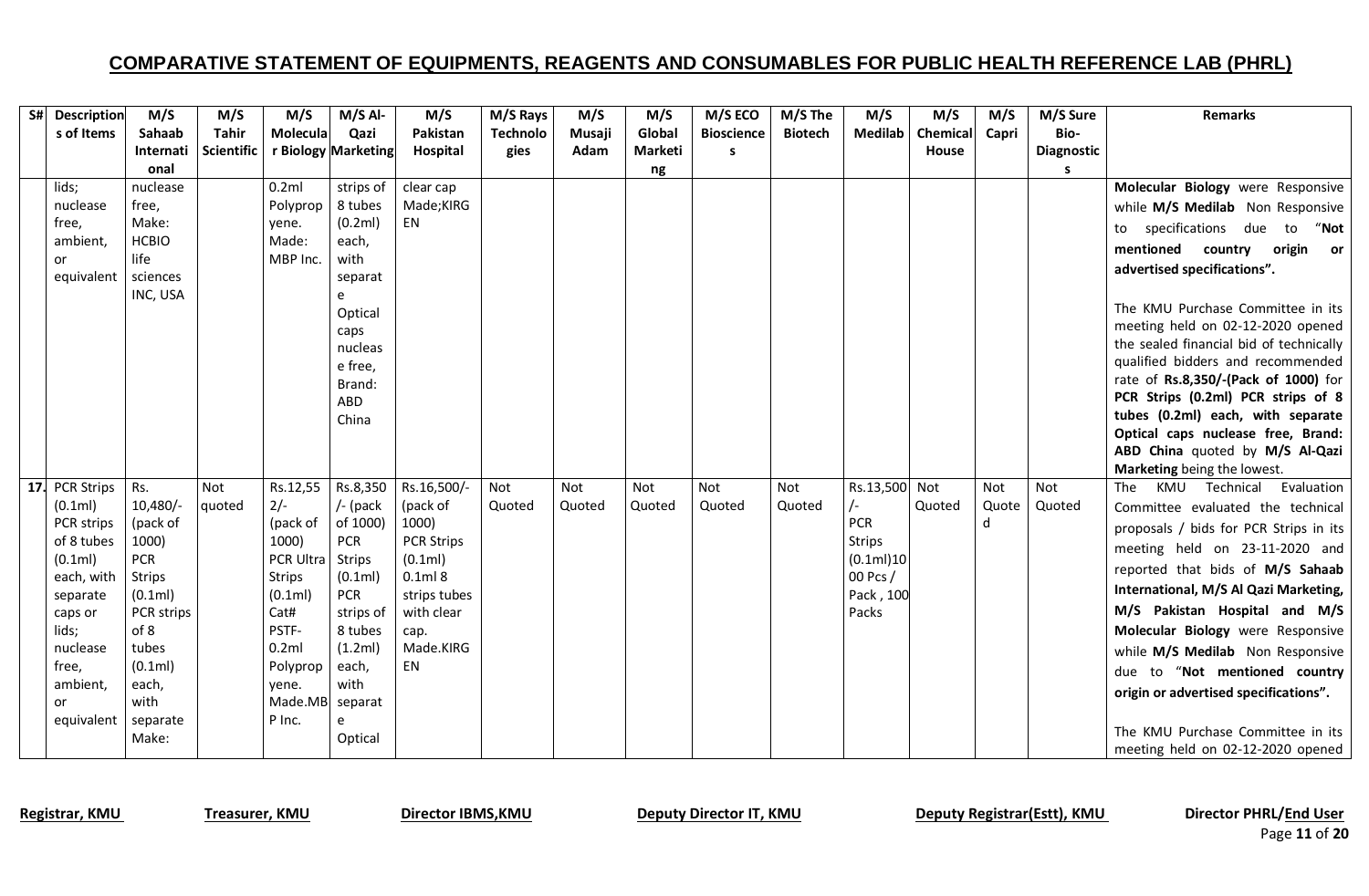## COMPARATIVE STATEMENT OF EQUIPMENTS, REAGENTS AND CONSUMABLES FOR PUBLIC HEALTH REFERENCE LAB (PHRL)

| S# | Descriptions of Items | M/S Sahaab International | M/S Tahir Scientific | M/S Molecular Biology | M/S Al-Qazi Marketing | M/S Pakistan Hospital | M/S Rays Technologies | M/S Musaji Adam | M/S Global Marketing | M/S ECO Biosciences | M/S The Biotech | M/S Medilab | M/S Chemical House | M/S Capri | M/S Sure Bio-Diagnostics | Remarks |
|---|---|---|---|---|---|---|---|---|---|---|---|---|---|---|---|---|
| | lids; nuclease free, ambient, or equivalent | nuclease free, Make: HCBIO life sciences INC, USA | | 0.2ml Polypropyene. Made: MBP Inc. | strips of 8 tubes (0.2ml) each, with separate Optical caps nuclease free, Brand: ABD China | clear cap Made;KIRGEN | | | | | | | | | | **Molecular Biology** were Responsive while **M/S Medilab** Non Responsive to specifications due to "**Not mentioned country origin or advertised specifications".**<br><br>The KMU Purchase Committee in its meeting held on 02-12-2020 opened the sealed financial bid of technically qualified bidders and recommended rate of **Rs.8,350/-(Pack of 1000)** for **PCR Strips (0.2ml) PCR strips of 8 tubes (0.2ml) each, with separate Optical caps nuclease free, Brand: ABD China** quoted by **M/S Al-Qazi Marketing** being the lowest. |
| 17. | PCR Strips (0.1ml) PCR strips of 8 tubes (0.1ml) each, with separate caps or lids; nuclease free, ambient, or equivalent | Rs. 10,480/- (pack of 1000) PCR Strips (0.1ml) PCR strips of 8 tubes (0.1ml) each, with separate Make: | Not quoted | Rs.12,552/- (pack of 1000) PCR Ultra Strips (0.1ml) Cat# PSTF-0.2ml Polypropyene. Made.MBP Inc. | Rs.8,350/- (pack of 1000) PCR Strips (0.1ml) PCR strips of 8 tubes (1.2ml) each, with separate Optical | Rs.16,500/- (pack of 1000) PCR Strips (0.1ml) 0.1ml 8 strips tubes with clear cap. Made.KIRGEN | Not Quoted | Not Quoted | Not Quoted | Not Quoted | Not Quoted | Rs.13,500/- PCR Strips (0.1ml)1000 Pcs / Pack , 100 Packs | Not Quoted | Not Quoted | Not Quoted | The KMU Technical Evaluation Committee evaluated the technical proposals / bids for PCR Strips in its meeting held on 23-11-2020 and reported that bids of **M/S Sahaab International, M/S Al Qazi Marketing, M/S Pakistan Hospital and M/S Molecular Biology** were Responsive while **M/S Medilab** Non Responsive due to "**Not mentioned country origin or advertised specifications".**<br><br>The KMU Purchase Committee in its meeting held on 02-12-2020 opened |

**Registrar, KMU** **Treasurer, KMU** **Director IBMS,KMU** **Deputy Director IT, KMU** **Deputy Registrar(Estt), KMU** **Director PHRL/End User**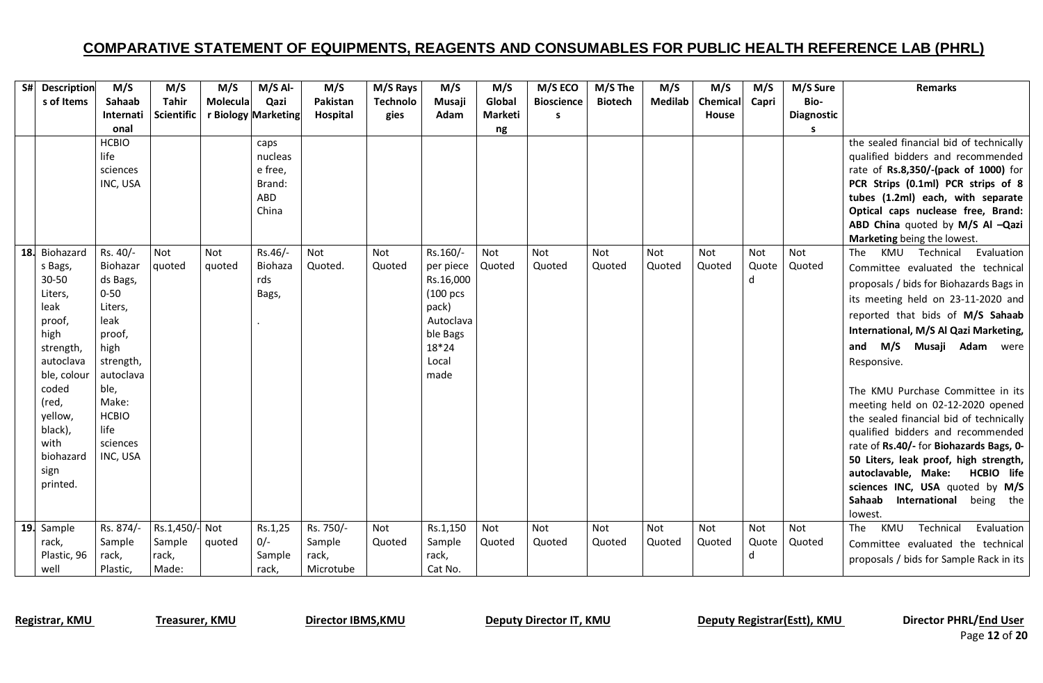## COMPARATIVE STATEMENT OF EQUIPMENTS, REAGENTS AND CONSUMABLES FOR PUBLIC HEALTH REFERENCE LAB (PHRL)

| S# | Descriptions of Items | M/S Sahaab International | M/S Tahir Scientific | M/S Molecular Biology | M/S Al-Qazi Marketing | M/S Pakistan Hospital | M/S Rays Technologies | M/S Musaji Adam | M/S Global Marketing | M/S ECO Biosciences | M/S The Biotech | M/S Medilab | M/S Chemical House | M/S Capri | M/S Sure Bio-Diagnostics | Remarks |
|---|---|---|---|---|---|---|---|---|---|---|---|---|---|---|---|---|
| | | HCBIO life sciences INC, USA | | | caps nuclease free, Brand: ABD China | | | | | | | | | | | the sealed financial bid of technically qualified bidders and recommended rate of **Rs.8,350/-(pack of 1000)** for **PCR Strips (0.1ml) PCR strips of 8 tubes (1.2ml) each, with separate Optical caps nuclease free, Brand: ABD China** quoted by **M/S Al –Qazi Marketing** being the lowest. |
| **18.** | Biohazards Bags, 30-50 Liters, leak proof, high strength, autoclavable, colour coded (red, yellow, black), with biohazard sign printed. | Rs. 40/- Biohazards Bags, 0-50 Liters, leak proof, high strength, autoclavable, Make: HCBIO life sciences INC, USA | Not quoted | Not quoted | Rs.46/- Biohazards Bags, . | Not Quoted. | Not Quoted | Rs.160/- per piece Rs.16,000 (100 pcs pack) Autoclavable Bags 18*24 Local made | Not Quoted | Not Quoted | Not Quoted | Not Quoted | Not Quoted | Not Quoted | Not Quoted | The KMU Technical Evaluation Committee evaluated the technical proposals / bids for Biohazards Bags in its meeting held on 23-11-2020 and reported that bids of **M/S Sahaab International, M/S Al Qazi Marketing, and M/S Musaji Adam** were Responsive.<br><br>The KMU Purchase Committee in its meeting held on 02-12-2020 opened the sealed financial bid of technically qualified bidders and recommended rate of **Rs.40/-** for **Biohazards Bags, 0-50 Liters, leak proof, high strength, autoclavable, Make: HCBIO life sciences INC, USA** quoted by **M/S Sahaab International** being the lowest. |
| **19.** | Sample rack, Plastic, 96 well | Rs. 874/- Sample rack, Plastic, | Rs.1,450/- Sample rack, Made: | Not quoted | Rs.1,250/- Sample rack, | Rs. 750/- Sample rack, Microtube | Not Quoted | Rs.1,150 Sample rack, Cat No. | Not Quoted | Not Quoted | Not Quoted | Not Quoted | Not Quoted | Not Quoted | Not Quoted | The KMU Technical Evaluation Committee evaluated the technical proposals / bids for Sample Rack in its |

**Registrar, KMU** &nbsp;&nbsp; **Treasurer, KMU** &nbsp;&nbsp; **Director IBMS,KMU** &nbsp;&nbsp; **Deputy Director IT, KMU** &nbsp;&nbsp; **Deputy Registrar(Estt), KMU** &nbsp;&nbsp; **Director PHRL/End User**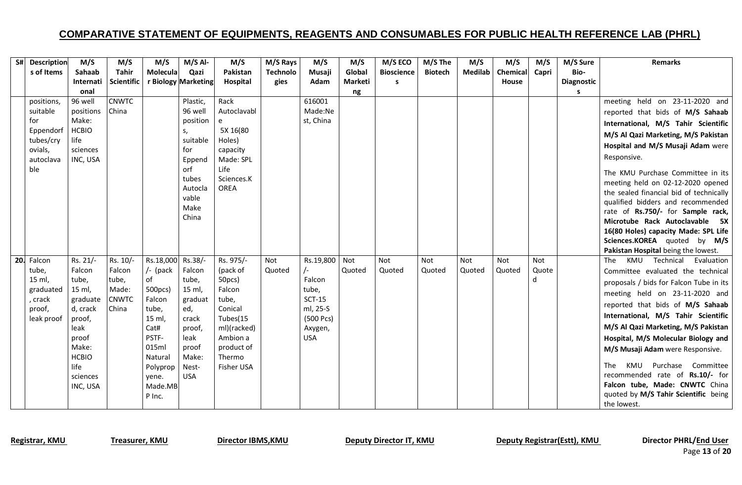## COMPARATIVE STATEMENT OF EQUIPMENTS, REAGENTS AND CONSUMABLES FOR PUBLIC HEALTH REFERENCE LAB (PHRL)

| S# | Descriptions of Items | M/S Sahaab International | M/S Tahir Scientific | M/S Molecular Biology | M/S Al-Qazi Marketing | M/S Pakistan Hospital | M/S Rays Technologies | M/S Musaji Adam | M/S Global Marketing | M/S ECO Biosciences | M/S The Biotech | M/S Medilab | M/S Chemical House | M/S Capri | M/S Sure Bio-Diagnostics | Remarks |
|---|---|---|---|---|---|---|---|---|---|---|---|---|---|---|---|---|
| | positions, suitable for Eppendorf tubes/cryovials, autoclavable | 96 well positions Make: HCBIO life sciences INC, USA | CNWTC China | | Plastic, 96 well positions, suitable for Eppendorf tubes Autoclavable Make China | Rack Autoclavable 5X 16(80 Holes) capacity Made: SPL Life Sciences.KOREA | | 616001 Made:Nest, China | | | | | | | | meeting held on 23-11-2020 and reported that bids of **M/S Sahaab International, M/S Tahir Scientific M/S Al Qazi Marketing, M/S Pakistan Hospital and M/S Musaji Adam** were Responsive. The KMU Purchase Committee in its meeting held on 02-12-2020 opened the sealed financial bid of technically qualified bidders and recommended rate of **Rs.750/-** for **Sample rack, Microtube Rack Autoclavable 5X 16(80 Holes) capacity Made: SPL Life Sciences.KOREA** quoted by **M/S Pakistan Hospital** being the lowest. |
| 20. | Falcon tube, 15 ml, graduated, crack proof, leak proof | Rs. 21/- Falcon tube, 15 ml, graduated, crack proof, leak proof Make: HCBIO life sciences INC, USA | Rs. 10/- Falcon tube, Made: CNWTC China | Rs.18,000/- (pack of 500pcs) Falcon tube, 15 ml, Cat# PSTF-015ml Natural Polypropyene. Made.MBP Inc. | Rs.38/- Falcon tube, 15 ml, graduated, crack proof, leak proof Make: Nest-USA | Rs. 975/- (pack of 50pcs) Falcon tube, Conical Tubes(15 ml)(racked) Ambion a product of Thermo Fisher USA | Not Quoted | Rs.19,800/- Falcon tube, SCT-15 ml, 25-S (500 Pcs) Axygen, USA | Not Quoted | Not Quoted | Not Quoted | Not Quoted | Not Quoted | Not Quoted | | The KMU Technical Evaluation Committee evaluated the technical proposals / bids for Falcon Tube in its meeting held on 23-11-2020 and reported that bids of **M/S Sahaab International, M/S Tahir Scientific M/S Al Qazi Marketing, M/S Pakistan Hospital, M/S Molecular Biology and M/S Musaji Adam** were Responsive. The KMU Purchase Committee recommended rate of **Rs.10/-** for **Falcon tube, Made: CNWTC** China quoted by **M/S Tahir Scientific** being the lowest. |

**Registrar, KMU** **Treasurer, KMU** **Director IBMS,KMU** **Deputy Director IT, KMU** **Deputy Registrar(Estt), KMU** **Director PHRL/End User**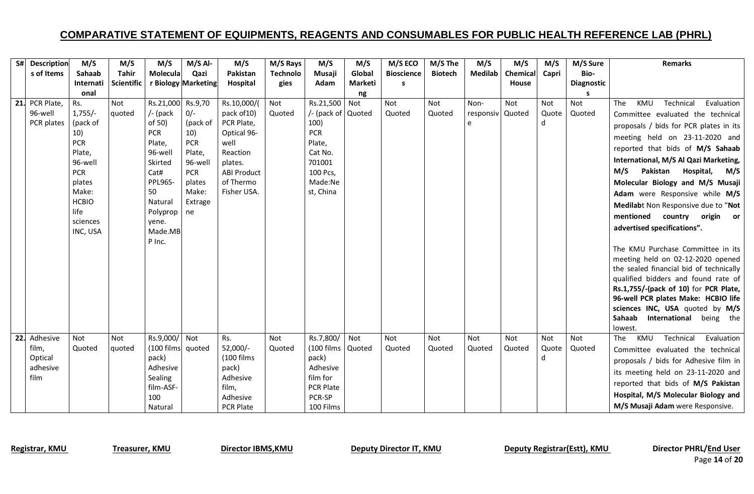# COMPARATIVE STATEMENT OF EQUIPMENTS, REAGENTS AND CONSUMABLES FOR PUBLIC HEALTH REFERENCE LAB (PHRL)

| S# | Descriptions of Items | M/S Sahaab International | M/S Tahir Scientific | M/S Molecular Biology | M/S Al-Qazi Marketing | M/S Pakistan Hospital | M/S Rays Technologies | M/S Musaji Adam | M/S Global Marketing | M/S ECO Bioscience s | M/S The Biotech | M/S Medilab | M/S Chemical House | M/S Capri | M/S Sure Bio-Diagnostics | Remarks |
|---|---|---|---|---|---|---|---|---|---|---|---|---|---|---|---|---|
| 21. | PCR Plate, 96-well PCR plates | Rs. 1,755/- (pack of 10) PCR Plate, 96-well PCR plates Make: HCBIO life sciences INC, USA | Not quoted | Rs.21,000/- (pack of 50) PCR Plate, 96-well Skirted Cat# PPL96S-50 Natural Polypropyene. Made.MBP Inc. | Rs.9,700/- (pack of 10) PCR Plate, 96-well PCR plates Make: Extragene | Rs.10,000/(pack of10) PCR Plate, Optical 96-well Reaction plates. ABI Product of Thermo Fisher USA. | Not Quoted | Rs.21,500/- (pack of 100) PCR Plate, Cat No. 701001 100 Pcs, Made:Nest, China | Not Quoted | Not Quoted | Not Quoted | Non-responsive | Not Quoted | Not Quoted | Not Quoted | The KMU Technical Evaluation Committee evaluated the technical proposals / bids for PCR plates in its meeting held on 23-11-2020 and reported that bids of **M/S Sahaab International, M/S Al Qazi Marketing, M/S Pakistan Hospital, M/S Molecular Biology and M/S Musaji Adam** were Responsive while **M/S Medilab**t Non Responsive due to "**Not mentioned country origin or advertised specifications".** <br><br> The KMU Purchase Committee in its meeting held on 02-12-2020 opened the sealed financial bid of technically qualified bidders and found rate of **Rs.1,755/-(pack of 10)** for **PCR Plate, 96-well PCR plates Make: HCBIO life sciences INC, USA** quoted by **M/S Sahaab International** being the lowest. |
| 22. | Adhesive film, Optical adhesive film | Not Quoted | Not quoted | Rs.9,000/ (100 films pack) Adhesive Sealing film-ASF-100 Natural | Not quoted | Rs. 52,000/- (100 films pack) Adhesive film, Adhesive PCR Plate | Not Quoted | Rs.7,800/ (100 films pack) Adhesive film for PCR Plate PCR-SP 100 Films | Not Quoted | Not Quoted | Not Quoted | Not Quoted | Not Quoted | Not Quoted | Not Quoted | The KMU Technical Evaluation Committee evaluated the technical proposals / bids for Adhesive film in its meeting held on 23-11-2020 and reported that bids of **M/S Pakistan Hospital, M/S Molecular Biology and M/S Musaji Adam** were Responsive. |

**Registrar, KMU** **Treasurer, KMU** **Director IBMS,KMU** **Deputy Director IT, KMU** **Deputy Registrar(Estt), KMU** **Director PHRL/End User**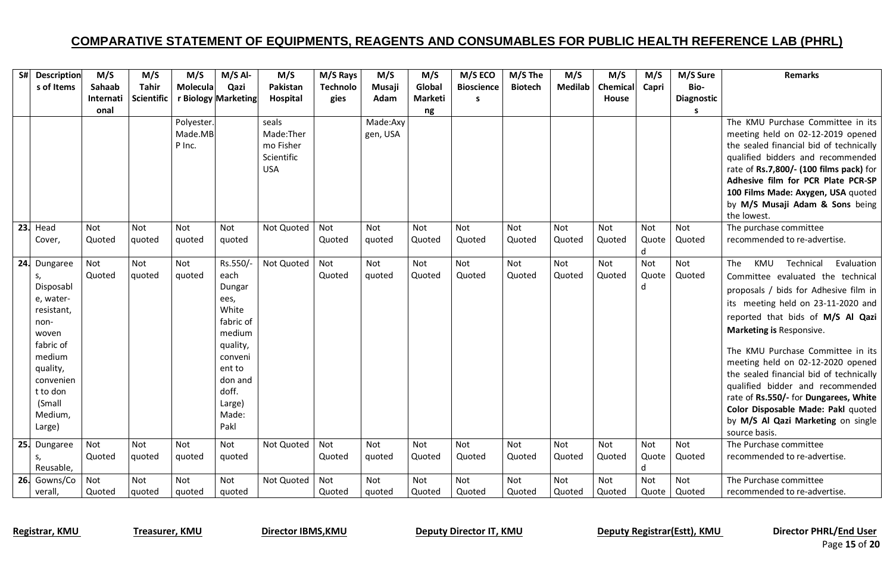# COMPARATIVE STATEMENT OF EQUIPMENTS, REAGENTS AND CONSUMABLES FOR PUBLIC HEALTH REFERENCE LAB (PHRL)

| S# | Descriptions of Items | M/S Sahaab International | M/S Tahir Scientific | M/S Molecular Biology | M/S Al-Qazi Marketing | M/S Pakistan Hospital | M/S Rays Technologies | M/S Musaji Adam | M/S Global Marketing | M/S ECO Biosciences | M/S The Biotech | M/S Medilab | M/S Chemical House | M/S Capri | M/S Sure Bio-Diagnostics | Remarks |
|---|---|---|---|---|---|---|---|---|---|---|---|---|---|---|---|---|
| | | | | Polyester. Made.MBP Inc. | | seals Made:Thermo Fisher Scientific USA | | Made:Axygen, USA | | | | | | | | The KMU Purchase Committee in its meeting held on 02-12-2019 opened the sealed financial bid of technically qualified bidders and recommended rate of **Rs.7,800/- (100 films pack)** for **Adhesive film for PCR Plate PCR-SP 100 Films Made: Axygen, USA** quoted by **M/S Musaji Adam & Sons** being the lowest. |
| 23. | Head Cover, | Not Quoted | Not quoted | Not quoted | Not quoted | Not Quoted | Not Quoted | Not quoted | Not Quoted | Not Quoted | Not Quoted | Not Quoted | Not Quoted | Not Quoted | Not Quoted | The purchase committee recommended to re-advertise. |
| 24. | Dungarees, Disposable, water-resistant, non-woven fabric of medium quality, convenient to don (Small Medium, Large) | Not Quoted | Not quoted | Not quoted | Rs.550/- each Dungarees, White fabric of medium quality, convenient to don and doff. Large) Made: Pakl | Not Quoted | Not Quoted | Not quoted | Not Quoted | Not Quoted | Not Quoted | Not Quoted | Not Quoted | Not Quoted | Not Quoted | The KMU Technical Evaluation Committee evaluated the technical proposals / bids for Adhesive film in its meeting held on 23-11-2020 and reported that bids of **M/S Al Qazi Marketing is** Responsive.<br><br>The KMU Purchase Committee in its meeting held on 02-12-2020 opened the sealed financial bid of technically qualified bidder and recommended rate of **Rs.550/-** for **Dungarees, White Color Disposable Made: Pakl** quoted by **M/S Al Qazi Marketing** on single source basis. |
| 25. | Dungarees, Reusable, | Not Quoted | Not quoted | Not quoted | Not quoted | Not Quoted | Not Quoted | Not quoted | Not Quoted | Not Quoted | Not Quoted | Not Quoted | Not Quoted | Not Quoted | Not Quoted | The Purchase committee recommended to re-advertise. |
| 26. | Gowns/Coverall, | Not Quoted | Not quoted | Not quoted | Not quoted | Not Quoted | Not Quoted | Not quoted | Not Quoted | Not Quoted | Not Quoted | Not Quoted | Not Quoted | Not Quote | Not Quoted | The Purchase committee recommended to re-advertise. |

**Registrar, KMU** **Treasurer, KMU** **Director IBMS,KMU** **Deputy Director IT, KMU** **Deputy Registrar(Estt), KMU** **Director PHRL/End User**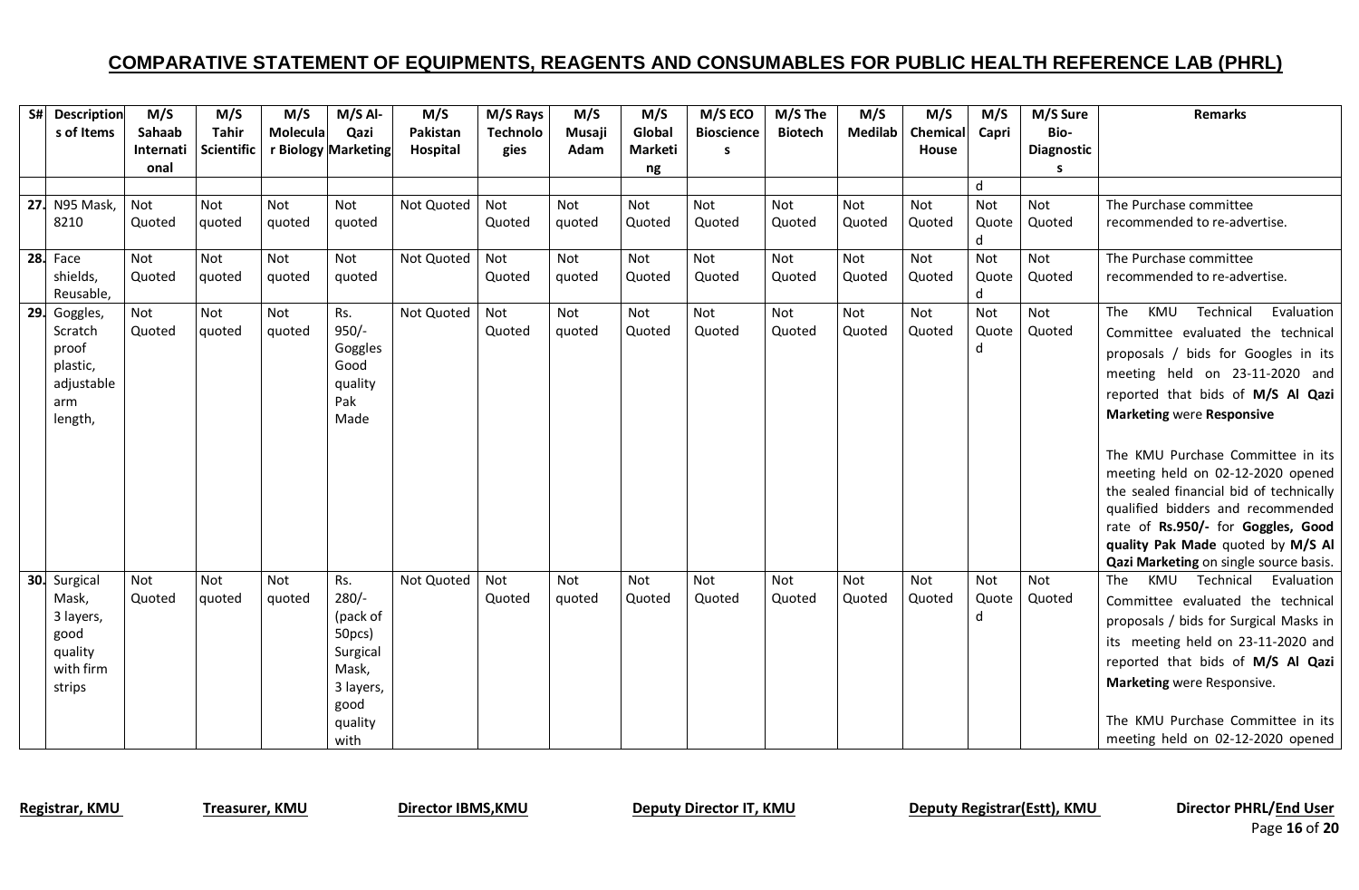## COMPARATIVE STATEMENT OF EQUIPMENTS, REAGENTS AND CONSUMABLES FOR PUBLIC HEALTH REFERENCE LAB (PHRL)

| S# | Descriptions of Items | M/S Sahaab International | M/S Tahir Scientific | M/S Molecular Biology | M/S Al-Qazi Marketing | M/S Pakistan Hospital | M/S Rays Technologies | M/S Musaji Adam | M/S Global Marketing | M/S ECO Biosciences | M/S The Biotech | M/S Medilab | M/S Chemical House | M/S Capri | M/S Sure Bio-Diagnostics | Remarks |
|---|---|---|---|---|---|---|---|---|---|---|---|---|---|---|---|---|
| | | | | | | | | | | | | | | d | | |
| 27. | N95 Mask, 8210 | Not Quoted | Not quoted | Not quoted | Not quoted | Not Quoted | Not Quoted | Not quoted | Not Quoted | Not Quoted | Not Quoted | Not Quoted | Not Quoted | Not Quoted | Not Quoted | The Purchase committee recommended to re-advertise. |
| 28. | Face shields, Reusable, | Not Quoted | Not quoted | Not quoted | Not quoted | Not Quoted | Not Quoted | Not quoted | Not Quoted | Not Quoted | Not Quoted | Not Quoted | Not Quoted | Not Quoted | Not Quoted | The Purchase committee recommended to re-advertise. |
| 29. | Goggles, Scratch proof plastic, adjustable arm length, | Not Quoted | Not quoted | Not quoted | Rs. 950/- Goggles Good quality Pak Made | Not Quoted | Not Quoted | Not quoted | Not Quoted | Not Quoted | Not Quoted | Not Quoted | Not Quoted | Not Quoted | Not Quoted | The KMU Technical Evaluation Committee evaluated the technical proposals / bids for Googles in its meeting held on 23-11-2020 and reported that bids of **M/S Al Qazi Marketing** were **Responsive**<br><br>The KMU Purchase Committee in its meeting held on 02-12-2020 opened the sealed financial bid of technically qualified bidders and recommended rate of **Rs.950/-** for **Goggles, Good quality Pak Made** quoted by **M/S Al Qazi Marketing** on single source basis. |
| 30. | Surgical Mask, 3 layers, good quality with firm strips | Not Quoted | Not quoted | Not quoted | Rs. 280/- (pack of 50pcs) Surgical Mask, 3 layers, good quality with | Not Quoted | Not Quoted | Not quoted | Not Quoted | Not Quoted | Not Quoted | Not Quoted | Not Quoted | Not Quoted | Not Quoted | The KMU Technical Evaluation Committee evaluated the technical proposals / bids for Surgical Masks in its meeting held on 23-11-2020 and reported that bids of **M/S Al Qazi Marketing** were Responsive.<br><br>The KMU Purchase Committee in its meeting held on 02-12-2020 opened |

**Registrar, KMU** &nbsp;&nbsp; **Treasurer, KMU** &nbsp;&nbsp; **Director IBMS,KMU** &nbsp;&nbsp; **Deputy Director IT, KMU** &nbsp;&nbsp; **Deputy Registrar(Estt), KMU** &nbsp;&nbsp; **Director PHRL/End User**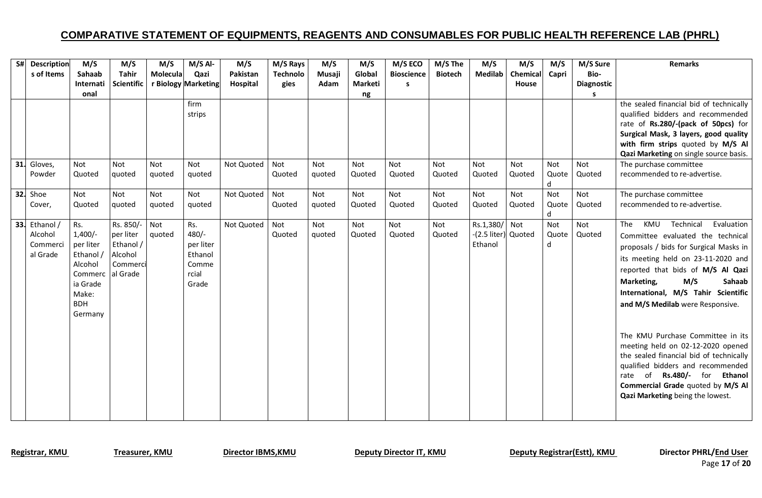## COMPARATIVE STATEMENT OF EQUIPMENTS, REAGENTS AND CONSUMABLES FOR PUBLIC HEALTH REFERENCE LAB (PHRL)

| S# | Descriptions of Items | M/S Sahaab International | M/S Tahir Scientific | M/S Molecular Biology | M/S Al-Qazi Marketing | M/S Pakistan Hospital | M/S Rays Technologies | M/S Musaji Adam | M/S Global Marketing | M/S ECO Biosciences | M/S The Biotech | M/S Medilab | M/S Chemical House | M/S Capri | M/S Sure Bio-Diagnostics | Remarks |
|---|---|---|---|---|---|---|---|---|---|---|---|---|---|---|---|---|
| | | | | | firm strips | | | | | | | | | | | the sealed financial bid of technically qualified bidders and recommended rate of **Rs.280/-(pack of 50pcs)** for **Surgical Mask, 3 layers, good quality with firm strips** quoted by **M/S Al Qazi Marketing** on single source basis. |
| 31. | Gloves, Powder | Not Quoted | Not quoted | Not quoted | Not quoted | Not Quoted | Not Quoted | Not quoted | Not Quoted | Not Quoted | Not Quoted | Not Quoted | Not Quoted | Not Quoted | Not Quoted | The purchase committee recommended to re-advertise. |
| 32. | Shoe Cover, | Not Quoted | Not quoted | Not quoted | Not quoted | Not Quoted | Not Quoted | Not quoted | Not Quoted | Not Quoted | Not Quoted | Not Quoted | Not Quoted | Not Quoted | Not Quoted | The purchase committee recommended to re-advertise. |
| 33. | Ethanol / Alcohol Commercial Grade | Rs. 1,400/- per liter Ethanol / Alcohol Commercia Grade Make: BDH Germany | Rs. 850/- per liter Ethanol / Alcohol Commercial Grade | Not quoted | Rs. 480/- per liter Ethanol Commercial Grade | Not Quoted | Not Quoted | Not quoted | Not Quoted | Not Quoted | Not Quoted | Rs.1,380/- (2.5 liter) Ethanol | Not Quoted | Not Quoted | Not Quoted | The KMU Technical Evaluation Committee evaluated the technical proposals / bids for Surgical Masks in its meeting held on 23-11-2020 and reported that bids of **M/S Al Qazi Marketing, M/S Sahaab International, M/S Tahir Scientific and M/S Medilab** were Responsive.<br><br>The KMU Purchase Committee in its meeting held on 02-12-2020 opened the sealed financial bid of technically qualified bidders and recommended rate of **Rs.480/-** for **Ethanol Commercial Grade** quoted by **M/S Al Qazi Marketing** being the lowest. |

**Registrar, KMU** **Treasurer, KMU** **Director IBMS,KMU** **Deputy Director IT, KMU** **Deputy Registrar(Estt), KMU** **Director PHRL/End User**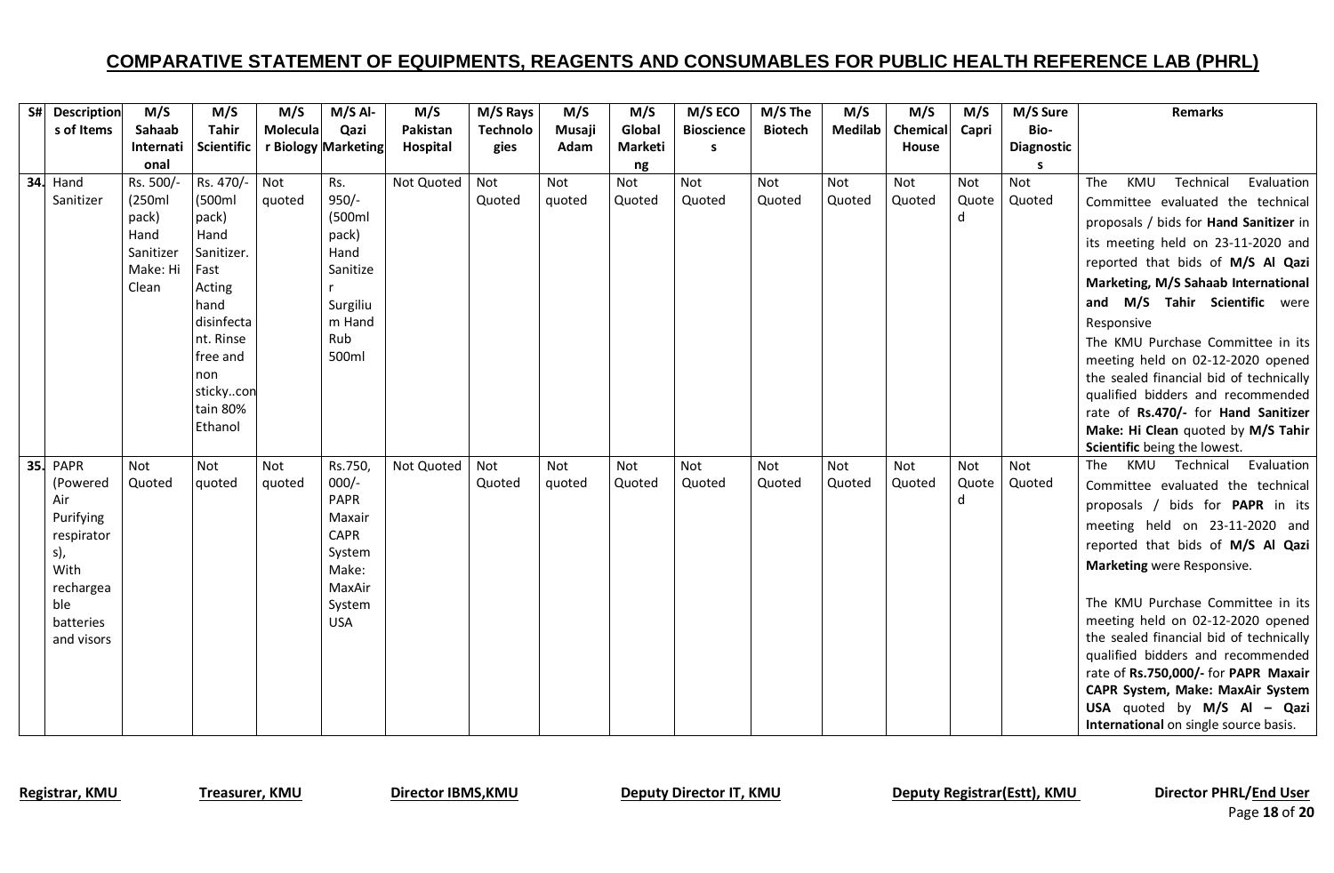# COMPARATIVE STATEMENT OF EQUIPMENTS, REAGENTS AND CONSUMABLES FOR PUBLIC HEALTH REFERENCE LAB (PHRL)

| S# | Descriptions of Items | M/S Sahaab International | M/S Tahir Scientific | M/S Molecular Biology | M/S Al-Qazi Marketing | M/S Pakistan Hospital | M/S Rays Technologies | M/S Musaji Adam | M/S Global Marketing | M/S ECO Biosciences | M/S The Biotech | M/S Medilab | M/S Chemical House | M/S Capri | M/S Sure Bio-Diagnostics | Remarks |
|---|---|---|---|---|---|---|---|---|---|---|---|---|---|---|---|---|
| 34. | Hand Sanitizer | Rs. 500/- (250ml pack) Hand Sanitizer Make: Hi Clean | Rs. 470/- (500ml pack) Hand Sanitizer. Fast Acting hand disinfectant. Rinse free and non sticky..contain 80% Ethanol | Not quoted | Rs. 950/- (500ml pack) Hand Sanitizer Surgilium Hand Rub 500ml | Not Quoted | Not Quoted | Not quoted | Not Quoted | Not Quoted | Not Quoted | Not Quoted | Not Quoted | Not Quoted | Not Quoted | The KMU Technical Evaluation Committee evaluated the technical proposals / bids for **Hand Sanitizer** in its meeting held on 23-11-2020 and reported that bids of **M/S Al Qazi Marketing, M/S Sahaab International and M/S Tahir Scientific** were Responsive<br>The KMU Purchase Committee in its meeting held on 02-12-2020 opened the sealed financial bid of technically qualified bidders and recommended rate of **Rs.470/-** for **Hand Sanitizer Make: Hi Clean** quoted by **M/S Tahir Scientific** being the lowest. |
| 35. | PAPR (Powered Air Purifying respirators), With rechargeable batteries and visors | Not Quoted | Not quoted | Not quoted | Rs.750,000/- PAPR Maxair CAPR System Make: MaxAir System USA | Not Quoted | Not Quoted | Not quoted | Not Quoted | Not Quoted | Not Quoted | Not Quoted | Not Quoted | Not Quoted | Not Quoted | The KMU Technical Evaluation Committee evaluated the technical proposals / bids for **PAPR** in its meeting held on 23-11-2020 and reported that bids of **M/S Al Qazi Marketing** were Responsive.<br><br>The KMU Purchase Committee in its meeting held on 02-12-2020 opened the sealed financial bid of technically qualified bidders and recommended rate of **Rs.750,000/-** for **PAPR Maxair CAPR System, Make: MaxAir System USA** quoted by **M/S Al – Qazi International** on single source basis. |

**Registrar, KMU** | **Treasurer, KMU** | **Director IBMS,KMU** | **Deputy Director IT, KMU** | **Deputy Registrar(Estt), KMU** | **Director PHRL/End User**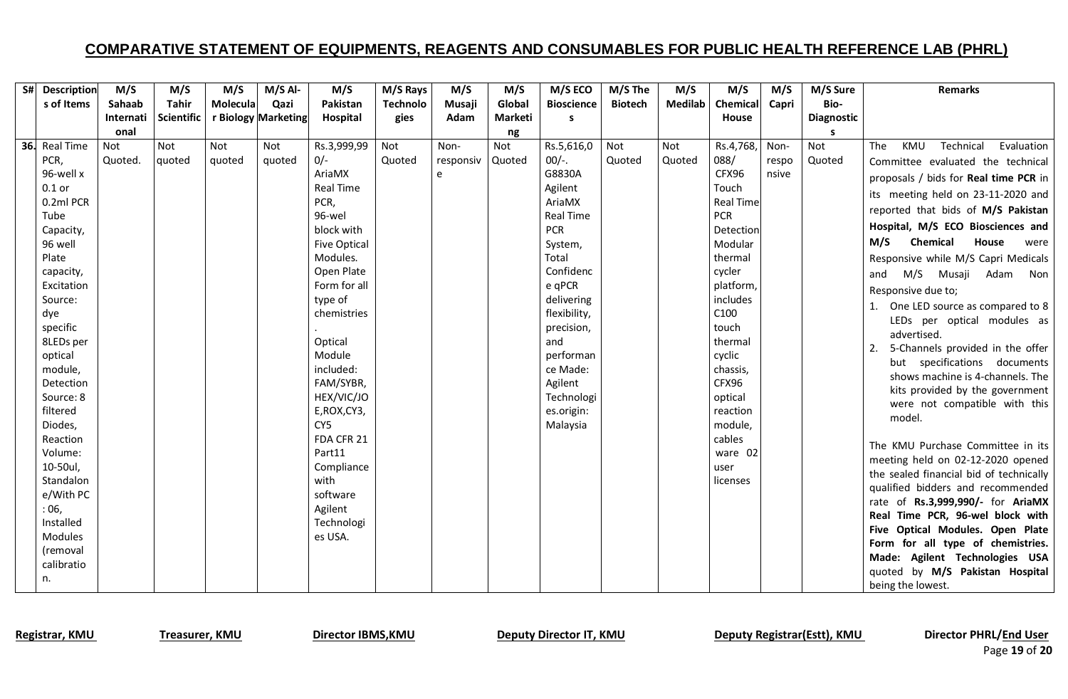## COMPARATIVE STATEMENT OF EQUIPMENTS, REAGENTS AND CONSUMABLES FOR PUBLIC HEALTH REFERENCE LAB (PHRL)

| S# | Descriptions of Items | M/S Sahaab International | M/S Tahir Scientific | M/S Molecular Biology | M/S Al-Qazi Marketing | M/S Pakistan Hospital | M/S Rays Technologies | M/S Musaji Adam | M/S Global Marketing | M/S ECO Biosciences | M/S The Biotech | M/S Medilab | M/S Chemical House | M/S Capri | M/S Sure Bio-Diagnostics | Remarks |
|---|---|---|---|---|---|---|---|---|---|---|---|---|---|---|---|---|
| 36. | Real Time PCR, 96-well x 0.1 or 0.2ml PCR Tube Capacity, 96 well Plate capacity, Excitation Source: dye specific 8LEDs per optical module, Detection Source: 8 filtered Diodes, Reaction Volume: 10-50ul, Standalone/With PC : 06, Installed Modules (removal calibration. | Not Quoted. | Not quoted | Not quoted | Not quoted | Rs.3,999,990/- AriaMX Real Time PCR, 96-wel block with Five Optical Modules. Open Plate Form for all type of chemistries. Optical Module included: FAM/SYBR, HEX/VIC/JOE,ROX,CY3, CY5 FDA CFR 21 Part11 Compliance with software Agilent Technologies USA. | Not Quoted | Non-responsive | Not Quoted | Rs.5,616,000/-. G8830A Agilent AriaMX Real Time PCR System, Total Confidence qPCR delivering flexibility, precision, and performance Made: Agilent Technologies.origin: Malaysia | Not Quoted | Not Quoted | Rs.4,768,088/ CFX96 Touch Real Time PCR Detection Modular thermal cycler platform, includes C100 touch thermal cyclic chassis, CFX96 optical reaction module, cables ware 02 user licenses | Non-responsive | Not Quoted | The KMU Technical Evaluation Committee evaluated the technical proposals / bids for **Real time PCR** in its meeting held on 23-11-2020 and reported that bids of **M/S Pakistan Hospital, M/S ECO Biosciences and M/S Chemical House** were Responsive while M/S Capri Medicals and M/S Musaji Adam Non Responsive due to;<br>1. One LED source as compared to 8 LEDs per optical modules as advertised.<br>2. 5-Channels provided in the offer but specifications documents shows machine is 4-channels. The kits provided by the government were not compatible with this model.<br><br>The KMU Purchase Committee in its meeting held on 02-12-2020 opened the sealed financial bid of technically qualified bidders and recommended rate of **Rs.3,999,990/-** for **AriaMX Real Time PCR, 96-wel block with Five Optical Modules. Open Plate Form for all type of chemistries. Made: Agilent Technologies USA** quoted by **M/S Pakistan Hospital** being the lowest. |

**Registrar, KMU** **Treasurer, KMU** **Director IBMS,KMU** **Deputy Director IT, KMU** **Deputy Registrar(Estt), KMU** **Director PHRL/End User**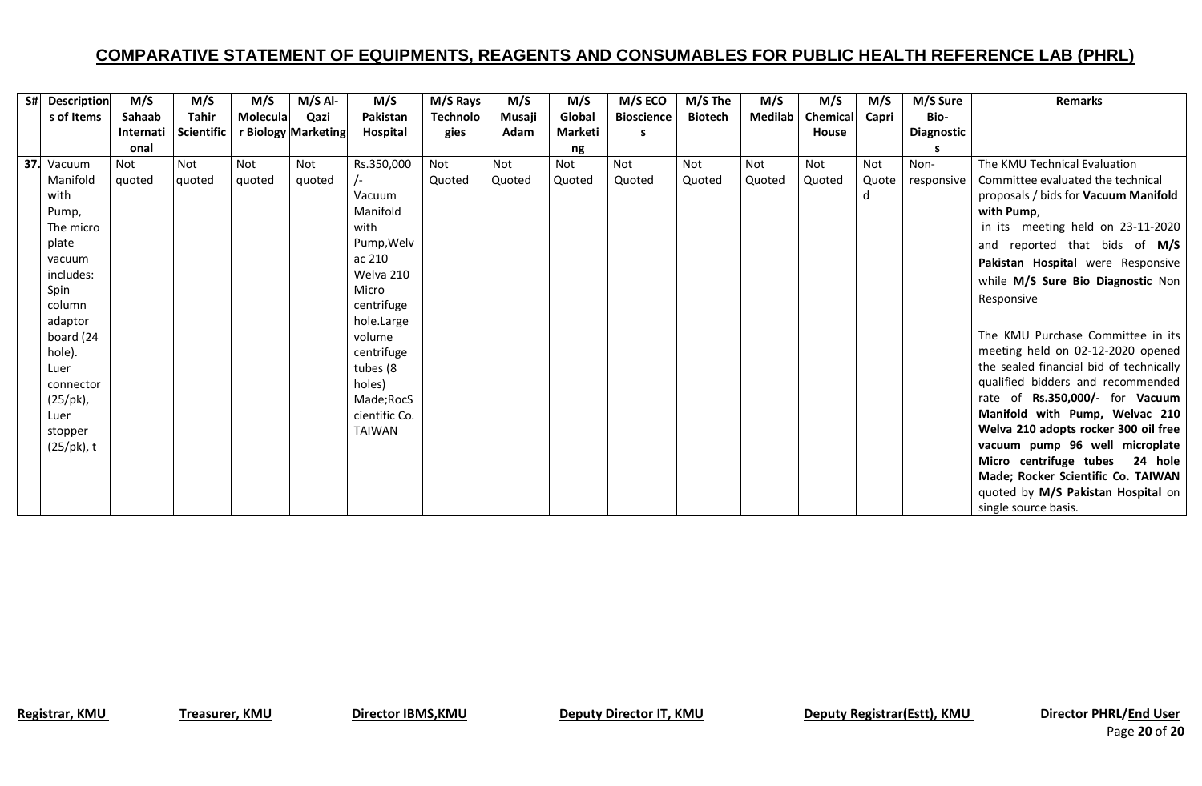# COMPARATIVE STATEMENT OF EQUIPMENTS, REAGENTS AND CONSUMABLES FOR PUBLIC HEALTH REFERENCE LAB (PHRL)

| S# | Descriptions of Items | M/S Sahaab International | M/S Tahir Scientific | M/S Molecular Biology | M/S Al-Qazi Marketing | M/S Pakistan Hospital | M/S Rays Technologies | M/S Musaji Adam | M/S Global Marketing | M/S ECO Biosciences | M/S The Biotech | M/S Medilab | M/S Chemical House | M/S Capri | M/S Sure Bio-Diagnostics | Remarks |
|---|---|---|---|---|---|---|---|---|---|---|---|---|---|---|---|---|
| 37. | Vacuum Manifold with Pump, The micro plate vacuum includes: Spin column adaptor board (24 hole). Luer connector (25/pk), Luer stopper (25/pk), t | Not quoted | Not quoted | Not quoted | Not quoted | Rs.350,000/- Vacuum Manifold with Pump,Welvac 210 Welva 210 Micro centrifuge hole.Large volume centrifuge tubes (8 holes) Made;RocScientific Co. TAIWAN | Not Quoted | Not Quoted | Not Quoted | Not Quoted | Not Quoted | Not Quoted | Not Quoted | Not Quoted | Non-responsive | The KMU Technical Evaluation Committee evaluated the technical proposals / bids for **Vacuum Manifold with Pump**, in its meeting held on 23-11-2020 and reported that bids of **M/S Pakistan Hospital** were Responsive while **M/S Sure Bio Diagnostic** Non Responsive<br><br>The KMU Purchase Committee in its meeting held on 02-12-2020 opened the sealed financial bid of technically qualified bidders and recommended rate of **Rs.350,000/-** for **Vacuum Manifold with Pump, Welvac 210 Welva 210 adopts rocker 300 oil free vacuum pump 96 well microplate Micro centrifuge tubes 24 hole Made; Rocker Scientific Co. TAIWAN** quoted by **M/S Pakistan Hospital** on single source basis. |

**Registrar, KMU** | **Treasurer, KMU** | **Director IBMS,KMU** | **Deputy Director IT, KMU** | **Deputy Registrar(Estt), KMU** | **Director PHRL/End User**